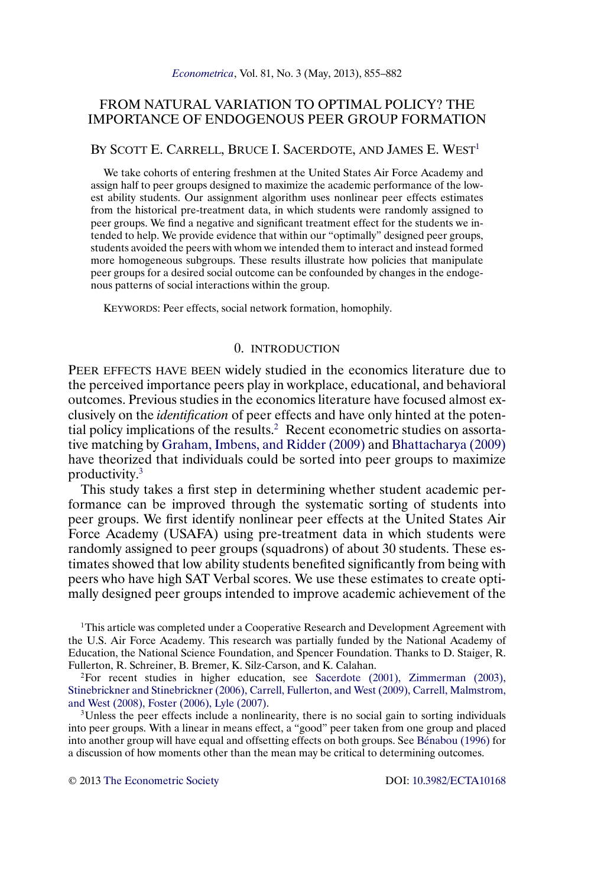# FROM NATURAL VARIATION TO OPTIMAL POLICY? THE IMPORTANCE OF ENDOGENOUS PEER GROUP FORMATION

BY SCOTT E. CARRELL, BRUCE I. SACERDOTE, AND JAMES E. WEST[1]

We take cohorts of entering freshmen at the United States Air Force Academy and assign half to peer groups designed to maximize the academic performance of the lowest ability students. Our assignment algorithm uses nonlinear peer effects estimates from the historical pre-treatment data, in which students were randomly assigned to peer groups. We find a negative and significant treatment effect for the students we intended to help. We provide evidence that within our "optimally" designed peer groups, students avoided the peers with whom we intended them to interact and instead formed more homogeneous subgroups. These results illustrate how policies that manipulate peer groups for a desired social outcome can be confounded by changes in the endogenous patterns of social interactions within the group.

KEYWORDS: Peer effects, social network formation, homophily.

## 0. INTRODUCTION

PEER EFFECTS HAVE BEEN widely studied in the economics literature due to the perceived importance peers play in workplace, educational, and behavioral outcomes. Previous studies in the economics literature have focused almost exclusively on the *identification* of peer effects and have only hinted at the potential policy implications of the results.[2] Recent econometric studies on assortative matching by Graham, Imbens, and Ridder (2009) and Bhattacharya (2009) have theorized that individuals could be sorted into peer groups to maximize productivity.[3]

This study takes a first step in determining whether student academic performance can be improved through the systematic sorting of students into peer groups. We first identify nonlinear peer effects at the United States Air Force Academy (USAFA) using pre-treatment data in which students were randomly assigned to peer groups (squadrons) of about 30 students. These estimates showed that low ability students benefited significantly from being with peers who have high SAT Verbal scores. We use these estimates to create optimally designed peer groups intended to improve academic achievement of the

[1]This article was completed under a Cooperative Research and Development Agreement with the U.S. Air Force Academy. This research was partially funded by the National Academy of Education, the National Science Foundation, and Spencer Foundation. Thanks to D. Staiger, R. Fullerton, R. Schreiner, B. Bremer, K. Silz-Carson, and K. Calahan.

[2]For recent studies in higher education, see Sacerdote (2001), Zimmerman (2003), Stinebrickner and Stinebrickner (2006), Carrell, Fullerton, and West (2009), Carrell, Malmstrom, and West (2008), Foster (2006), Lyle (2007).

[3]Unless the peer effects include a nonlinearity, there is no social gain to sorting individuals into peer groups. With a linear in means effect, a "good" peer taken from one group and placed into another group will have equal and offsetting effects on both groups. See Bénabou (1996) for a discussion of how moments other than the mean may be critical to determining outcomes.

© 2013 The Econometric Society DOI: 10.3982/ECTA10168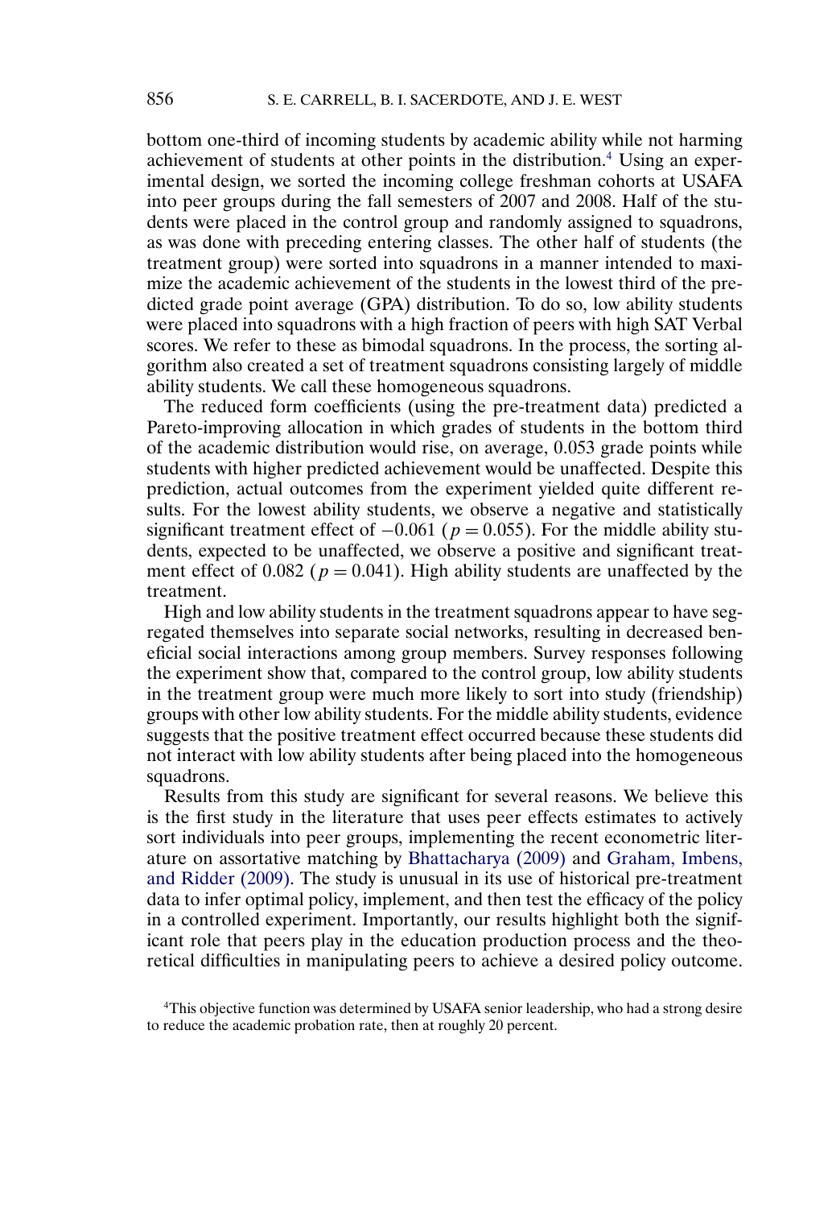bottom one-third of incoming students by academic ability while not harming achievement of students at other points in the distribution.[4] Using an experimental design, we sorted the incoming college freshman cohorts at USAFA into peer groups during the fall semesters of 2007 and 2008. Half of the students were placed in the control group and randomly assigned to squadrons, as was done with preceding entering classes. The other half of students (the treatment group) were sorted into squadrons in a manner intended to maximize the academic achievement of the students in the lowest third of the predicted grade point average (GPA) distribution. To do so, low ability students were placed into squadrons with a high fraction of peers with high SAT Verbal scores. We refer to these as bimodal squadrons. In the process, the sorting algorithm also created a set of treatment squadrons consisting largely of middle ability students. We call these homogeneous squadrons.

The reduced form coefficients (using the pre-treatment data) predicted a Pareto-improving allocation in which grades of students in the bottom third of the academic distribution would rise, on average, 0.053 grade points while students with higher predicted achievement would be unaffected. Despite this prediction, actual outcomes from the experiment yielded quite different results. For the lowest ability students, we observe a negative and statistically significant treatment effect of $-0.061$ ($p = 0.055$). For the middle ability students, expected to be unaffected, we observe a positive and significant treatment effect of 0.082 ($p = 0.041$). High ability students are unaffected by the treatment.

High and low ability students in the treatment squadrons appear to have segregated themselves into separate social networks, resulting in decreased beneficial social interactions among group members. Survey responses following the experiment show that, compared to the control group, low ability students in the treatment group were much more likely to sort into study (friendship) groups with other low ability students. For the middle ability students, evidence suggests that the positive treatment effect occurred because these students did not interact with low ability students after being placed into the homogeneous squadrons.

Results from this study are significant for several reasons. We believe this is the first study in the literature that uses peer effects estimates to actively sort individuals into peer groups, implementing the recent econometric literature on assortative matching by Bhattacharya (2009) and Graham, Imbens, and Ridder (2009). The study is unusual in its use of historical pre-treatment data to infer optimal policy, implement, and then test the efficacy of the policy in a controlled experiment. Importantly, our results highlight both the significant role that peers play in the education production process and the theoretical difficulties in manipulating peers to achieve a desired policy outcome.

[4]This objective function was determined by USAFA senior leadership, who had a strong desire to reduce the academic probation rate, then at roughly 20 percent.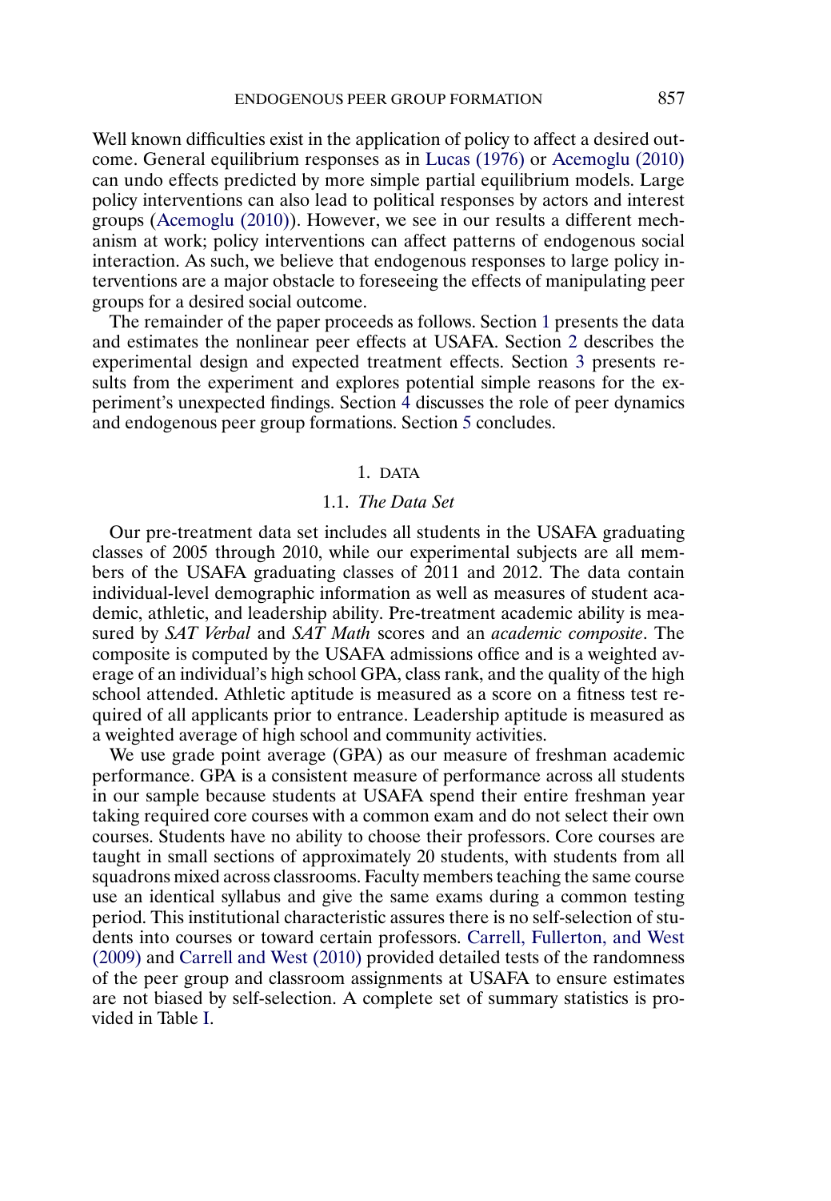Well known difficulties exist in the application of policy to affect a desired outcome. General equilibrium responses as in Lucas (1976) or Acemoglu (2010) can undo effects predicted by more simple partial equilibrium models. Large policy interventions can also lead to political responses by actors and interest groups (Acemoglu (2010)). However, we see in our results a different mechanism at work; policy interventions can affect patterns of endogenous social interaction. As such, we believe that endogenous responses to large policy interventions are a major obstacle to foreseeing the effects of manipulating peer groups for a desired social outcome.

The remainder of the paper proceeds as follows. Section 1 presents the data and estimates the nonlinear peer effects at USAFA. Section 2 describes the experimental design and expected treatment effects. Section 3 presents results from the experiment and explores potential simple reasons for the experiment's unexpected findings. Section 4 discusses the role of peer dynamics and endogenous peer group formations. Section 5 concludes.

## 1. DATA

### 1.1. *The Data Set*

Our pre-treatment data set includes all students in the USAFA graduating classes of 2005 through 2010, while our experimental subjects are all members of the USAFA graduating classes of 2011 and 2012. The data contain individual-level demographic information as well as measures of student academic, athletic, and leadership ability. Pre-treatment academic ability is measured by *SAT Verbal* and *SAT Math* scores and an *academic composite*. The composite is computed by the USAFA admissions office and is a weighted average of an individual's high school GPA, class rank, and the quality of the high school attended. Athletic aptitude is measured as a score on a fitness test required of all applicants prior to entrance. Leadership aptitude is measured as a weighted average of high school and community activities.

We use grade point average (GPA) as our measure of freshman academic performance. GPA is a consistent measure of performance across all students in our sample because students at USAFA spend their entire freshman year taking required core courses with a common exam and do not select their own courses. Students have no ability to choose their professors. Core courses are taught in small sections of approximately 20 students, with students from all squadrons mixed across classrooms. Faculty members teaching the same course use an identical syllabus and give the same exams during a common testing period. This institutional characteristic assures there is no self-selection of students into courses or toward certain professors. Carrell, Fullerton, and West (2009) and Carrell and West (2010) provided detailed tests of the randomness of the peer group and classroom assignments at USAFA to ensure estimates are not biased by self-selection. A complete set of summary statistics is provided in Table I.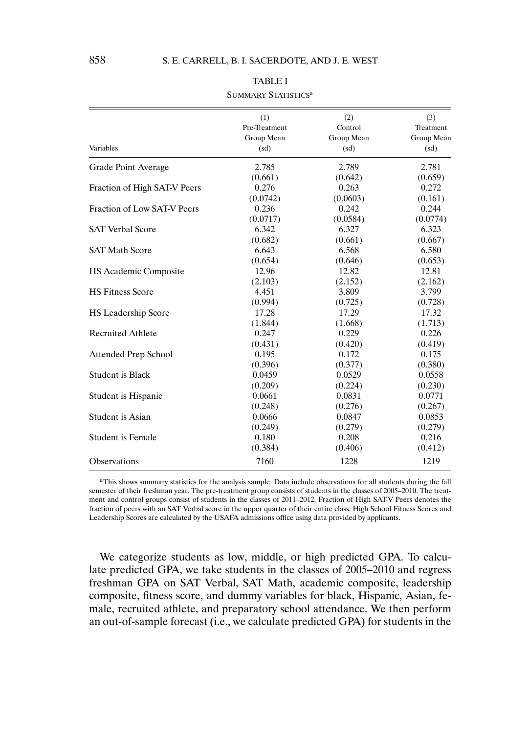TABLE I

SUMMARY STATISTICS[a]

| Variables | (1) Pre-Treatment Group Mean (sd) | (2) Control Group Mean (sd) | (3) Treatment Group Mean (sd) |
|---|---|---|---|
| Grade Point Average | 2.785 | 2.789 | 2.781 |
| | (0.661) | (0.642) | (0.659) |
| Fraction of High SAT-V Peers | 0.276 | 0.263 | 0.272 |
| | (0.0742) | (0.0603) | (0.161) |
| Fraction of Low SAT-V Peers | 0.236 | 0.242 | 0.244 |
| | (0.0717) | (0.0584) | (0.0774) |
| SAT Verbal Score | 6.342 | 6.327 | 6.323 |
| | (0.682) | (0.661) | (0.667) |
| SAT Math Score | 6.643 | 6.568 | 6.580 |
| | (0.654) | (0.646) | (0.653) |
| HS Academic Composite | 12.96 | 12.82 | 12.81 |
| | (2.103) | (2.152) | (2.162) |
| HS Fitness Score | 4.451 | 3.809 | 3.799 |
| | (0.994) | (0.725) | (0.728) |
| HS Leadership Score | 17.28 | 17.29 | 17.32 |
| | (1.844) | (1.668) | (1.713) |
| Recruited Athlete | 0.247 | 0.229 | 0.226 |
| | (0.431) | (0.420) | (0.419) |
| Attended Prep School | 0.195 | 0.172 | 0.175 |
| | (0.396) | (0.377) | (0.380) |
| Student is Black | 0.0459 | 0.0529 | 0.0558 |
| | (0.209) | (0.224) | (0.230) |
| Student is Hispanic | 0.0661 | 0.0831 | 0.0771 |
| | (0.248) | (0.276) | (0.267) |
| Student is Asian | 0.0666 | 0.0847 | 0.0853 |
| | (0.249) | (0.279) | (0.279) |
| Student is Female | 0.180 | 0.208 | 0.216 |
| | (0.384) | (0.406) | (0.412) |
| Observations | 7160 | 1228 | 1219 |

[a]This shows summary statistics for the analysis sample. Data include observations for all students during the fall semester of their freshman year. The pre-treatment group consists of students in the classes of 2005–2010. The treatment and control groups consist of students in the classes of 2011–2012. Fraction of High SAT-V Peers denotes the fraction of peers with an SAT Verbal score in the upper quarter of their entire class. High School Fitness Scores and Leadership Scores are calculated by the USAFA admissions office using data provided by applicants.

We categorize students as low, middle, or high predicted GPA. To calculate predicted GPA, we take students in the classes of 2005–2010 and regress freshman GPA on SAT Verbal, SAT Math, academic composite, leadership composite, fitness score, and dummy variables for black, Hispanic, Asian, female, recruited athlete, and preparatory school attendance. We then perform an out-of-sample forecast (i.e., we calculate predicted GPA) for students in the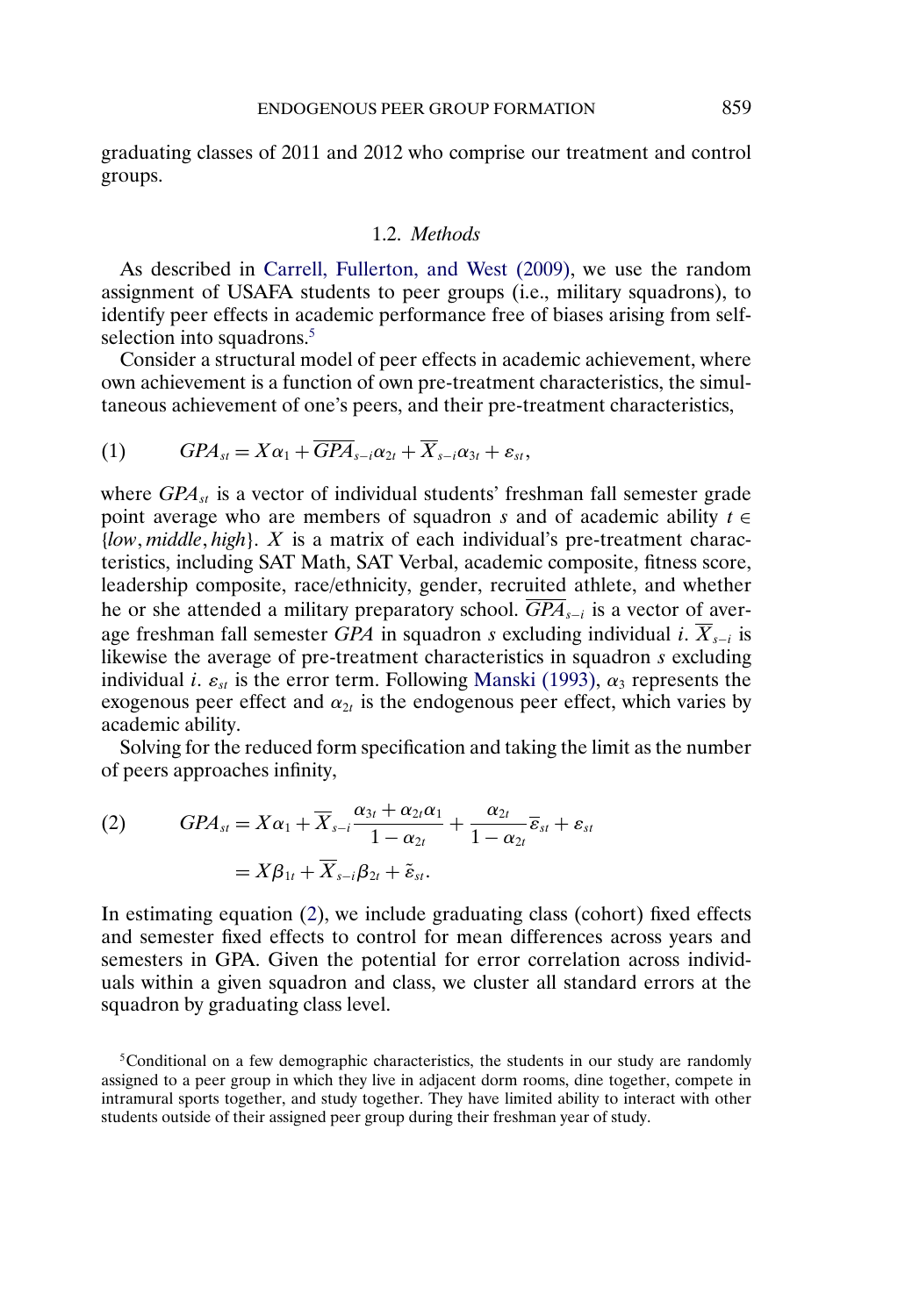graduating classes of 2011 and 2012 who comprise our treatment and control groups.

### 1.2. *Methods*

As described in Carrell, Fullerton, and West (2009), we use the random assignment of USAFA students to peer groups (i.e., military squadrons), to identify peer effects in academic performance free of biases arising from self-selection into squadrons.[5]

Consider a structural model of peer effects in academic achievement, where own achievement is a function of own pre-treatment characteristics, the simultaneous achievement of one's peers, and their pre-treatment characteristics,

$$GPA_{st} = X\alpha_1 + \overline{GPA}_{s-i}\alpha_{2t} + \overline{X}_{s-i}\alpha_{3t} + \varepsilon_{st}, \tag{1}$$

where $GPA_{st}$ is a vector of individual students' freshman fall semester grade point average who are members of squadron $s$ and of academic ability $t \in \{low, middle, high\}$. $X$ is a matrix of each individual's pre-treatment characteristics, including SAT Math, SAT Verbal, academic composite, fitness score, leadership composite, race/ethnicity, gender, recruited athlete, and whether he or she attended a military preparatory school. $\overline{GPA}_{s-i}$ is a vector of average freshman fall semester $GPA$ in squadron $s$ excluding individual $i$. $\overline{X}_{s-i}$ is likewise the average of pre-treatment characteristics in squadron $s$ excluding individual $i$. $\varepsilon_{st}$ is the error term. Following Manski (1993), $\alpha_3$ represents the exogenous peer effect and $\alpha_{2t}$ is the endogenous peer effect, which varies by academic ability.

Solving for the reduced form specification and taking the limit as the number of peers approaches infinity,

$$\begin{aligned} GPA_{st} &= X\alpha_1 + \overline{X}_{s-i}\frac{\alpha_{3t} + \alpha_{2t}\alpha_1}{1 - \alpha_{2t}} + \frac{\alpha_{2t}}{1 - \alpha_{2t}}\overline{\varepsilon}_{st} + \varepsilon_{st} \\ &= X\beta_{1t} + \overline{X}_{s-i}\beta_{2t} + \tilde{\varepsilon}_{st}. \end{aligned} \tag{2}$$

In estimating equation (2), we include graduating class (cohort) fixed effects and semester fixed effects to control for mean differences across years and semesters in GPA. Given the potential for error correlation across individuals within a given squadron and class, we cluster all standard errors at the squadron by graduating class level.

[5]Conditional on a few demographic characteristics, the students in our study are randomly assigned to a peer group in which they live in adjacent dorm rooms, dine together, compete in intramural sports together, and study together. They have limited ability to interact with other students outside of their assigned peer group during their freshman year of study.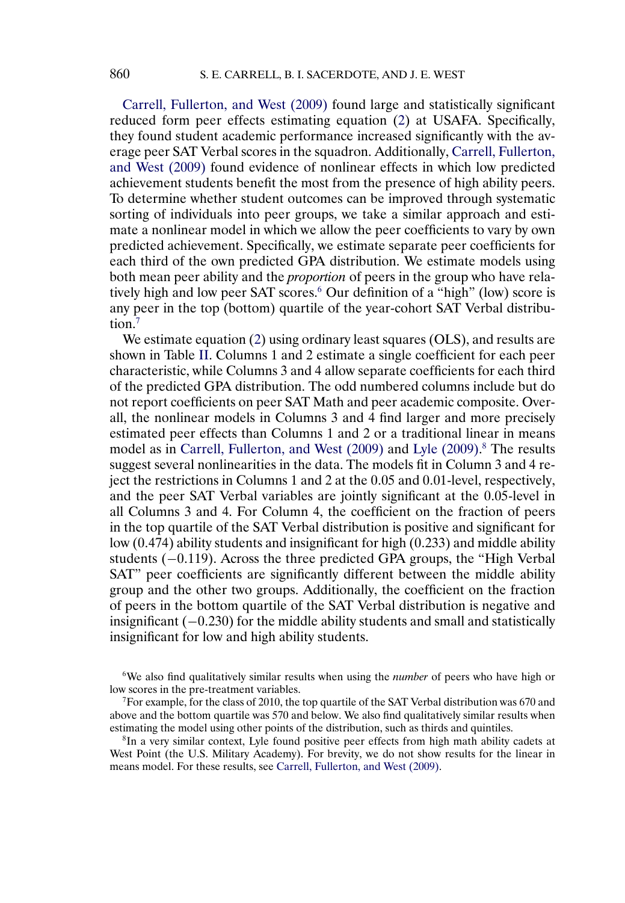Carrell, Fullerton, and West (2009) found large and statistically significant reduced form peer effects estimating equation (2) at USAFA. Specifically, they found student academic performance increased significantly with the average peer SAT Verbal scores in the squadron. Additionally, Carrell, Fullerton, and West (2009) found evidence of nonlinear effects in which low predicted achievement students benefit the most from the presence of high ability peers. To determine whether student outcomes can be improved through systematic sorting of individuals into peer groups, we take a similar approach and estimate a nonlinear model in which we allow the peer coefficients to vary by own predicted achievement. Specifically, we estimate separate peer coefficients for each third of the own predicted GPA distribution. We estimate models using both mean peer ability and the *proportion* of peers in the group who have relatively high and low peer SAT scores.[6] Our definition of a "high" (low) score is any peer in the top (bottom) quartile of the year-cohort SAT Verbal distribution.[7]

We estimate equation (2) using ordinary least squares (OLS), and results are shown in Table II. Columns 1 and 2 estimate a single coefficient for each peer characteristic, while Columns 3 and 4 allow separate coefficients for each third of the predicted GPA distribution. The odd numbered columns include but do not report coefficients on peer SAT Math and peer academic composite. Overall, the nonlinear models in Columns 3 and 4 find larger and more precisely estimated peer effects than Columns 1 and 2 or a traditional linear in means model as in Carrell, Fullerton, and West (2009) and Lyle (2009).[8] The results suggest several nonlinearities in the data. The models fit in Column 3 and 4 reject the restrictions in Columns 1 and 2 at the 0.05 and 0.01-level, respectively, and the peer SAT Verbal variables are jointly significant at the 0.05-level in all Columns 3 and 4. For Column 4, the coefficient on the fraction of peers in the top quartile of the SAT Verbal distribution is positive and significant for low (0.474) ability students and insignificant for high (0.233) and middle ability students (−0.119). Across the three predicted GPA groups, the "High Verbal SAT" peer coefficients are significantly different between the middle ability group and the other two groups. Additionally, the coefficient on the fraction of peers in the bottom quartile of the SAT Verbal distribution is negative and insignificant (−0.230) for the middle ability students and small and statistically insignificant for low and high ability students.

[6]We also find qualitatively similar results when using the *number* of peers who have high or low scores in the pre-treatment variables.

[7]For example, for the class of 2010, the top quartile of the SAT Verbal distribution was 670 and above and the bottom quartile was 570 and below. We also find qualitatively similar results when estimating the model using other points of the distribution, such as thirds and quintiles.

[8]In a very similar context, Lyle found positive peer effects from high math ability cadets at West Point (the U.S. Military Academy). For brevity, we do not show results for the linear in means model. For these results, see Carrell, Fullerton, and West (2009).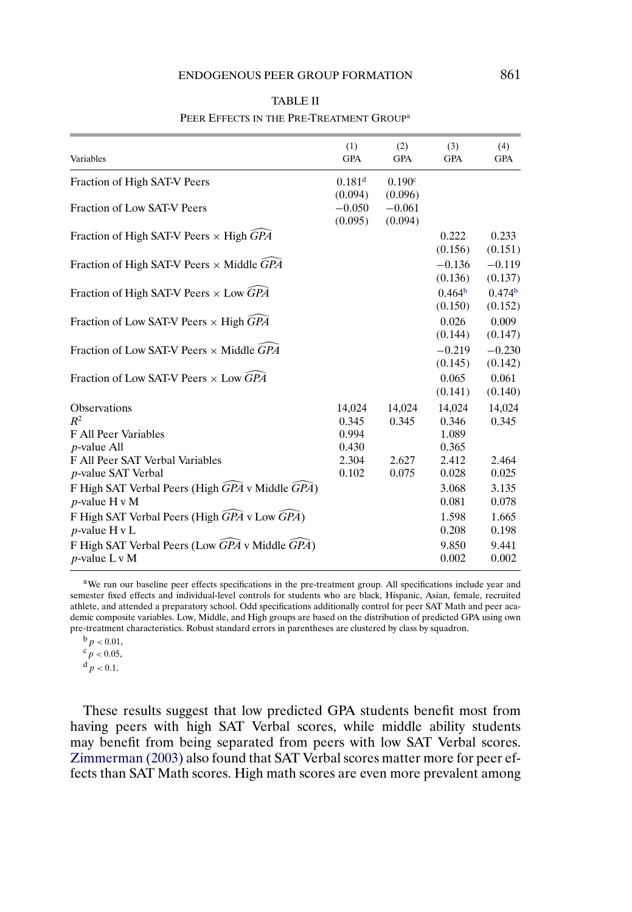TABLE II

PEER EFFECTS IN THE PRE-TREATMENT GROUP[a]

| Variables | (1) GPA | (2) GPA | (3) GPA | (4) GPA |
|---|---|---|---|---|
| Fraction of High SAT-V Peers | 0.181[d] | 0.190[c] | | |
| | (0.094) | (0.096) | | |
| Fraction of Low SAT-V Peers | −0.050 | −0.061 | | |
| | (0.095) | (0.094) | | |
| Fraction of High SAT-V Peers × High $\widehat{GPA}$ | | | 0.222 | 0.233 |
| | | | (0.156) | (0.151) |
| Fraction of High SAT-V Peers × Middle $\widehat{GPA}$ | | | −0.136 | −0.119 |
| | | | (0.136) | (0.137) |
| Fraction of High SAT-V Peers × Low $\widehat{GPA}$ | | | 0.464[b] | 0.474[b] |
| | | | (0.150) | (0.152) |
| Fraction of Low SAT-V Peers × High $\widehat{GPA}$ | | | 0.026 | 0.009 |
| | | | (0.144) | (0.147) |
| Fraction of Low SAT-V Peers × Middle $\widehat{GPA}$ | | | −0.219 | −0.230 |
| | | | (0.145) | (0.142) |
| Fraction of Low SAT-V Peers × Low $\widehat{GPA}$ | | | 0.065 | 0.061 |
| | | | (0.141) | (0.140) |
| Observations | 14,024 | 14,024 | 14,024 | 14,024 |
| $R^2$ | 0.345 | 0.345 | 0.346 | 0.345 |
| F All Peer Variables | 0.994 | | 1.089 | |
| $p$-value All | 0.430 | | 0.365 | |
| F All Peer SAT Verbal Variables | 2.304 | 2.627 | 2.412 | 2.464 |
| $p$-value SAT Verbal | 0.102 | 0.075 | 0.028 | 0.025 |
| F High SAT Verbal Peers (High $\widehat{GPA}$ v Middle $\widehat{GPA}$) | | | 3.068 | 3.135 |
| $p$-value H v M | | | 0.081 | 0.078 |
| F High SAT Verbal Peers (High $\widehat{GPA}$ v Low $\widehat{GPA}$) | | | 1.598 | 1.665 |
| $p$-value H v L | | | 0.208 | 0.198 |
| F High SAT Verbal Peers (Low $\widehat{GPA}$ v Middle $\widehat{GPA}$) | | | 9.850 | 9.441 |
| $p$-value L v M | | | 0.002 | 0.002 |

[a]We run our baseline peer effects specifications in the pre-treatment group. All specifications include year and semester fixed effects and individual-level controls for students who are black, Hispanic, Asian, female, recruited athlete, and attended a preparatory school. Odd specifications additionally control for peer SAT Math and peer academic composite variables. Low, Middle, and High groups are based on the distribution of predicted GPA using own pre-treatment characteristics. Robust standard errors in parentheses are clustered by class by squadron.

[b] $p < 0.01$,

[c] $p < 0.05$,

[d] $p < 0.1$.

These results suggest that low predicted GPA students benefit most from having peers with high SAT Verbal scores, while middle ability students may benefit from being separated from peers with low SAT Verbal scores. Zimmerman (2003) also found that SAT Verbal scores matter more for peer effects than SAT Math scores. High math scores are even more prevalent among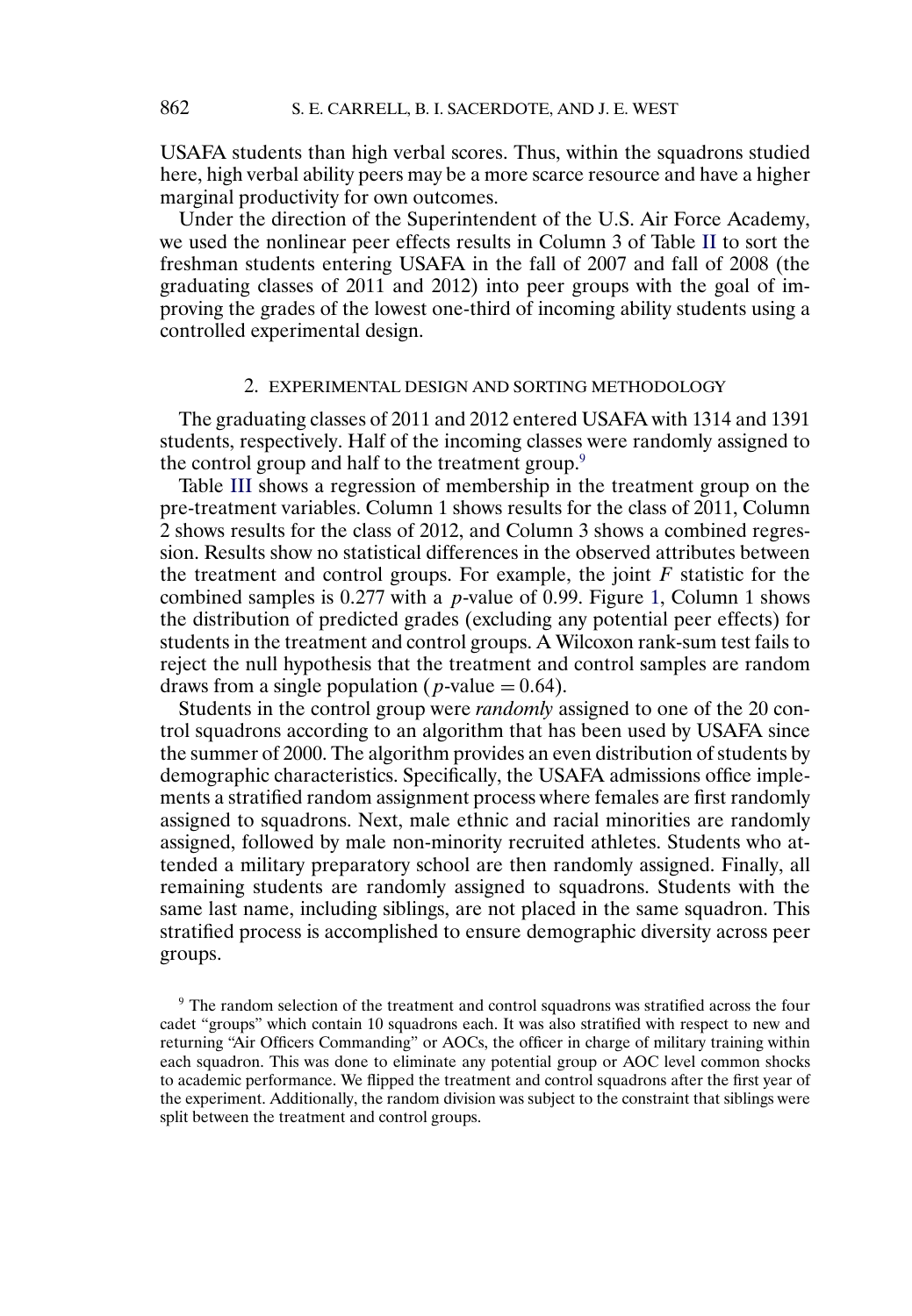USAFA students than high verbal scores. Thus, within the squadrons studied here, high verbal ability peers may be a more scarce resource and have a higher marginal productivity for own outcomes.

Under the direction of the Superintendent of the U.S. Air Force Academy, we used the nonlinear peer effects results in Column 3 of Table II to sort the freshman students entering USAFA in the fall of 2007 and fall of 2008 (the graduating classes of 2011 and 2012) into peer groups with the goal of improving the grades of the lowest one-third of incoming ability students using a controlled experimental design.

## 2. EXPERIMENTAL DESIGN AND SORTING METHODOLOGY

The graduating classes of 2011 and 2012 entered USAFA with 1314 and 1391 students, respectively. Half of the incoming classes were randomly assigned to the control group and half to the treatment group.[9]

Table III shows a regression of membership in the treatment group on the pre-treatment variables. Column 1 shows results for the class of 2011, Column 2 shows results for the class of 2012, and Column 3 shows a combined regression. Results show no statistical differences in the observed attributes between the treatment and control groups. For example, the joint $F$ statistic for the combined samples is 0.277 with a $p$-value of 0.99. Figure 1, Column 1 shows the distribution of predicted grades (excluding any potential peer effects) for students in the treatment and control groups. A Wilcoxon rank-sum test fails to reject the null hypothesis that the treatment and control samples are random draws from a single population ($p$-value $= 0.64$).

Students in the control group were *randomly* assigned to one of the 20 control squadrons according to an algorithm that has been used by USAFA since the summer of 2000. The algorithm provides an even distribution of students by demographic characteristics. Specifically, the USAFA admissions office implements a stratified random assignment process where females are first randomly assigned to squadrons. Next, male ethnic and racial minorities are randomly assigned, followed by male non-minority recruited athletes. Students who attended a military preparatory school are then randomly assigned. Finally, all remaining students are randomly assigned to squadrons. Students with the same last name, including siblings, are not placed in the same squadron. This stratified process is accomplished to ensure demographic diversity across peer groups.

[9] The random selection of the treatment and control squadrons was stratified across the four cadet "groups" which contain 10 squadrons each. It was also stratified with respect to new and returning "Air Officers Commanding" or AOCs, the officer in charge of military training within each squadron. This was done to eliminate any potential group or AOC level common shocks to academic performance. We flipped the treatment and control squadrons after the first year of the experiment. Additionally, the random division was subject to the constraint that siblings were split between the treatment and control groups.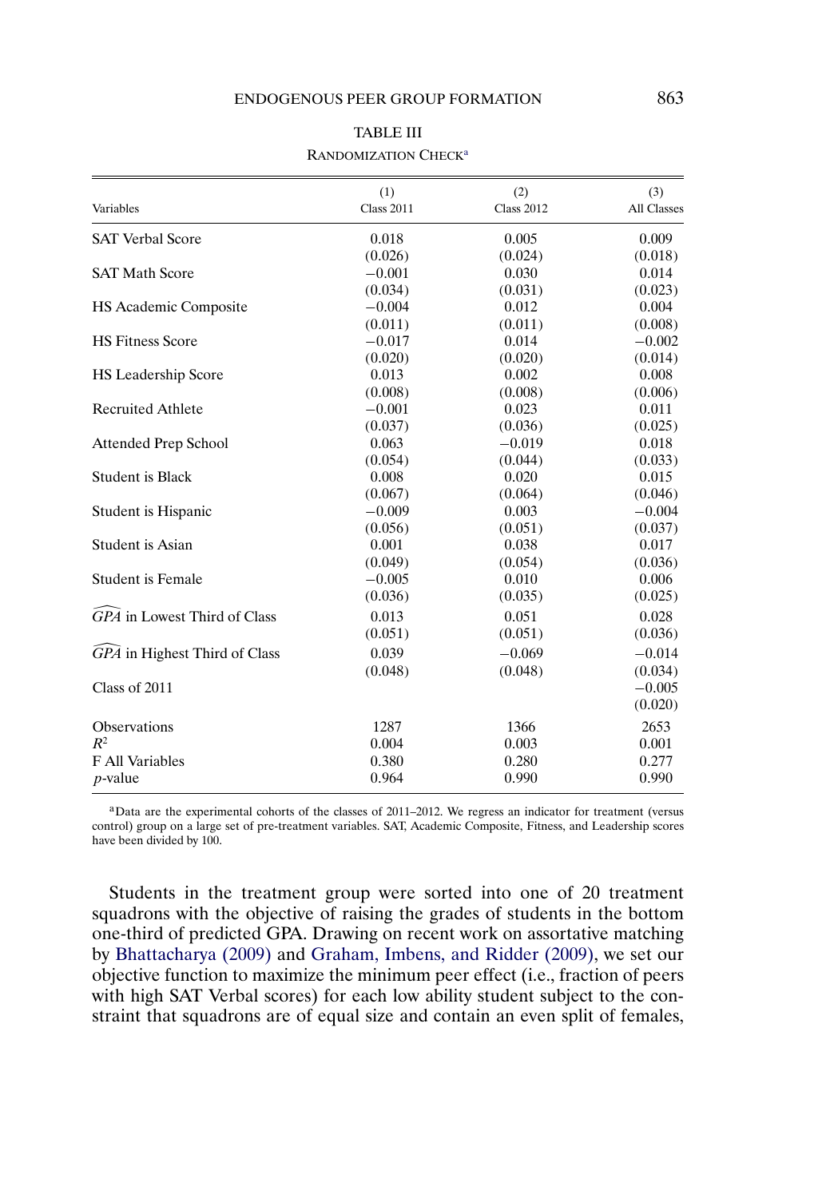TABLE III

RANDOMIZATION CHECK[a]

| Variables | (1) Class 2011 | (2) Class 2012 | (3) All Classes |
|---|---|---|---|
| SAT Verbal Score | 0.018 | 0.005 | 0.009 |
| | (0.026) | (0.024) | (0.018) |
| SAT Math Score | −0.001 | 0.030 | 0.014 |
| | (0.034) | (0.031) | (0.023) |
| HS Academic Composite | −0.004 | 0.012 | 0.004 |
| | (0.011) | (0.011) | (0.008) |
| HS Fitness Score | −0.017 | 0.014 | −0.002 |
| | (0.020) | (0.020) | (0.014) |
| HS Leadership Score | 0.013 | 0.002 | 0.008 |
| | (0.008) | (0.008) | (0.006) |
| Recruited Athlete | −0.001 | 0.023 | 0.011 |
| | (0.037) | (0.036) | (0.025) |
| Attended Prep School | 0.063 | −0.019 | 0.018 |
| | (0.054) | (0.044) | (0.033) |
| Student is Black | 0.008 | 0.020 | 0.015 |
| | (0.067) | (0.064) | (0.046) |
| Student is Hispanic | −0.009 | 0.003 | −0.004 |
| | (0.056) | (0.051) | (0.037) |
| Student is Asian | 0.001 | 0.038 | 0.017 |
| | (0.049) | (0.054) | (0.036) |
| Student is Female | −0.005 | 0.010 | 0.006 |
| | (0.036) | (0.035) | (0.025) |
| $\widehat{GPA}$ in Lowest Third of Class | 0.013 | 0.051 | 0.028 |
| | (0.051) | (0.051) | (0.036) |
| $\widehat{GPA}$ in Highest Third of Class | 0.039 | −0.069 | −0.014 |
| | (0.048) | (0.048) | (0.034) |
| Class of 2011 | | | −0.005 |
| | | | (0.020) |
| Observations | 1287 | 1366 | 2653 |
| $R^2$ | 0.004 | 0.003 | 0.001 |
| F All Variables | 0.380 | 0.280 | 0.277 |
| $p$-value | 0.964 | 0.990 | 0.990 |

[a]Data are the experimental cohorts of the classes of 2011–2012. We regress an indicator for treatment (versus control) group on a large set of pre-treatment variables. SAT, Academic Composite, Fitness, and Leadership scores have been divided by 100.

Students in the treatment group were sorted into one of 20 treatment squadrons with the objective of raising the grades of students in the bottom one-third of predicted GPA. Drawing on recent work on assortative matching by Bhattacharya (2009) and Graham, Imbens, and Ridder (2009), we set our objective function to maximize the minimum peer effect (i.e., fraction of peers with high SAT Verbal scores) for each low ability student subject to the constraint that squadrons are of equal size and contain an even split of females,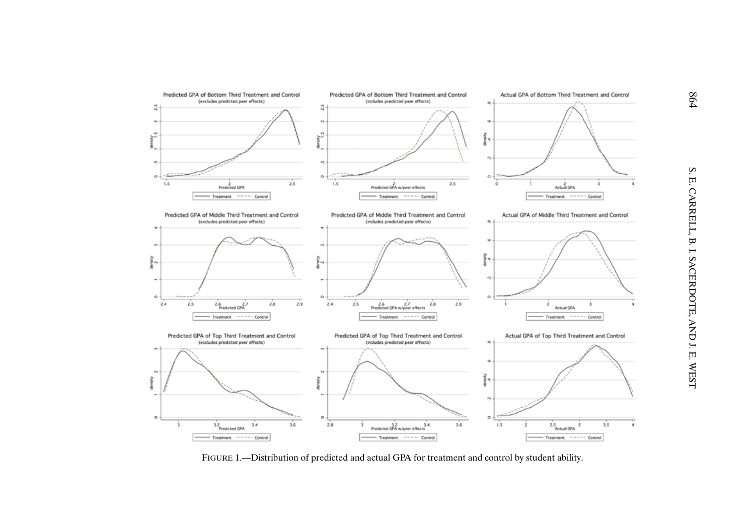FIGURE 1.—Distribution of predicted and actual GPA for treatment and control by student ability.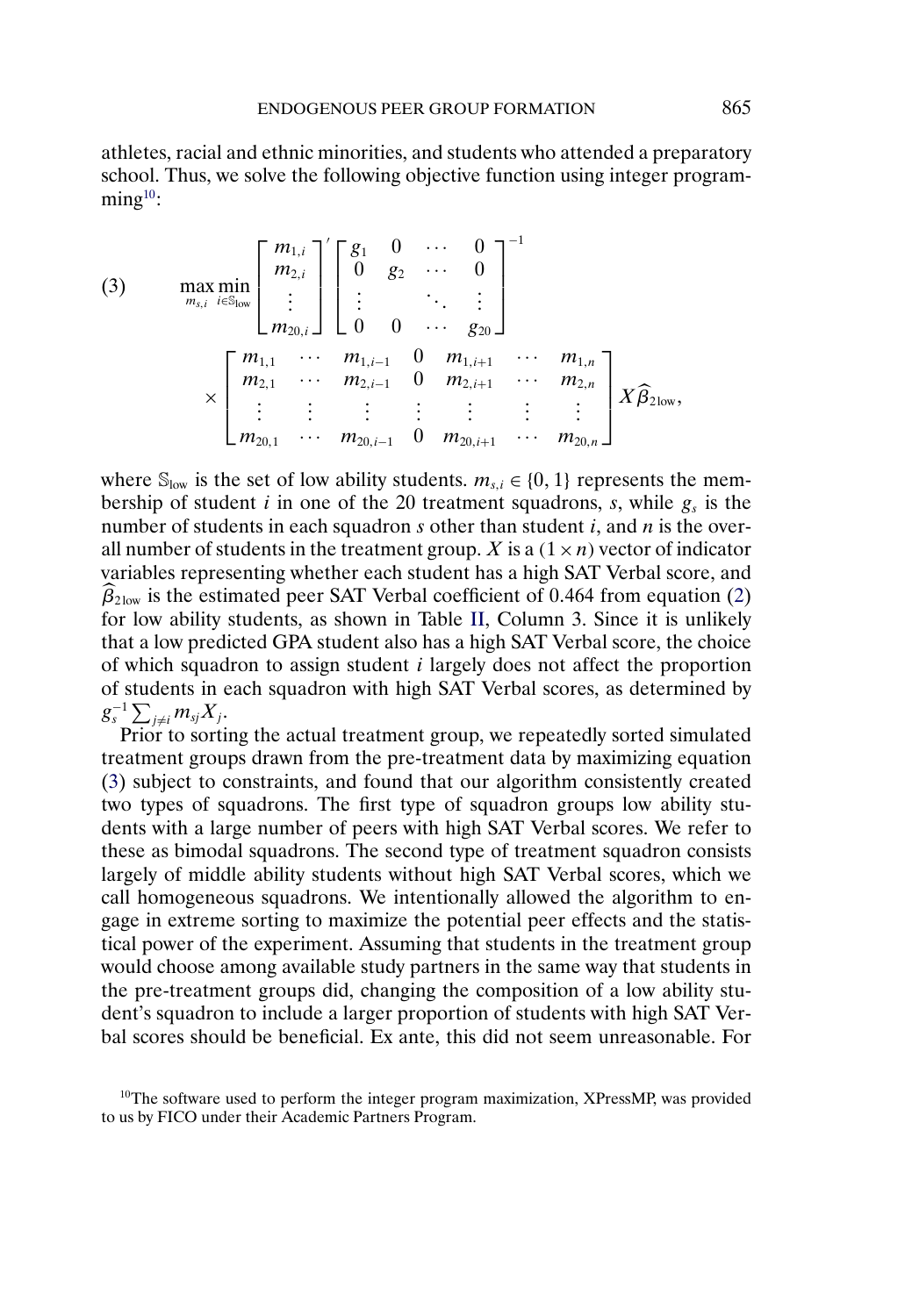athletes, racial and ethnic minorities, and students who attended a preparatory school. Thus, we solve the following objective function using integer programming[10]:

$$
\max_{m_{s,i}} \min_{i \in \mathbb{S}_{\text{low}}} \begin{bmatrix} m_{1,i} \\ m_{2,i} \\ \vdots \\ m_{20,i} \end{bmatrix}' \begin{bmatrix} g_1 & 0 & \cdots & 0 \\ 0 & g_2 & \cdots & 0 \\ \vdots & & \ddots & \vdots \\ 0 & 0 & \cdots & g_{20} \end{bmatrix}^{-1} \times \begin{bmatrix} m_{1,1} & \cdots & m_{1,i-1} & 0 & m_{1,i+1} & \cdots & m_{1,n} \\ m_{2,1} & \cdots & m_{2,i-1} & 0 & m_{2,i+1} & \cdots & m_{2,n} \\ \vdots & \vdots & \vdots & \vdots & \vdots & \vdots & \vdots \\ m_{20,1} & \cdots & m_{20,i-1} & 0 & m_{20,i+1} & \cdots & m_{20,n} \end{bmatrix} X \widehat{\beta}_{2\text{low}}, \tag{3}
$$

where $\mathbb{S}_{\text{low}}$ is the set of low ability students. $m_{s,i} \in \{0, 1\}$ represents the membership of student $i$ in one of the 20 treatment squadrons, $s$, while $g_s$ is the number of students in each squadron $s$ other than student $i$, and $n$ is the overall number of students in the treatment group. $X$ is a $(1 \times n)$ vector of indicator variables representing whether each student has a high SAT Verbal score, and $\widehat{\beta}_{2\text{low}}$ is the estimated peer SAT Verbal coefficient of 0.464 from equation (2) for low ability students, as shown in Table II, Column 3. Since it is unlikely that a low predicted GPA student also has a high SAT Verbal score, the choice of which squadron to assign student $i$ largely does not affect the proportion of students in each squadron with high SAT Verbal scores, as determined by $g_s^{-1} \sum_{j \neq i} m_{sj} X_j$.

Prior to sorting the actual treatment group, we repeatedly sorted simulated treatment groups drawn from the pre-treatment data by maximizing equation (3) subject to constraints, and found that our algorithm consistently created two types of squadrons. The first type of squadron groups low ability students with a large number of peers with high SAT Verbal scores. We refer to these as bimodal squadrons. The second type of treatment squadron consists largely of middle ability students without high SAT Verbal scores, which we call homogeneous squadrons. We intentionally allowed the algorithm to engage in extreme sorting to maximize the potential peer effects and the statistical power of the experiment. Assuming that students in the treatment group would choose among available study partners in the same way that students in the pre-treatment groups did, changing the composition of a low ability student's squadron to include a larger proportion of students with high SAT Verbal scores should be beneficial. Ex ante, this did not seem unreasonable. For

[10]The software used to perform the integer program maximization, XPressMP, was provided to us by FICO under their Academic Partners Program.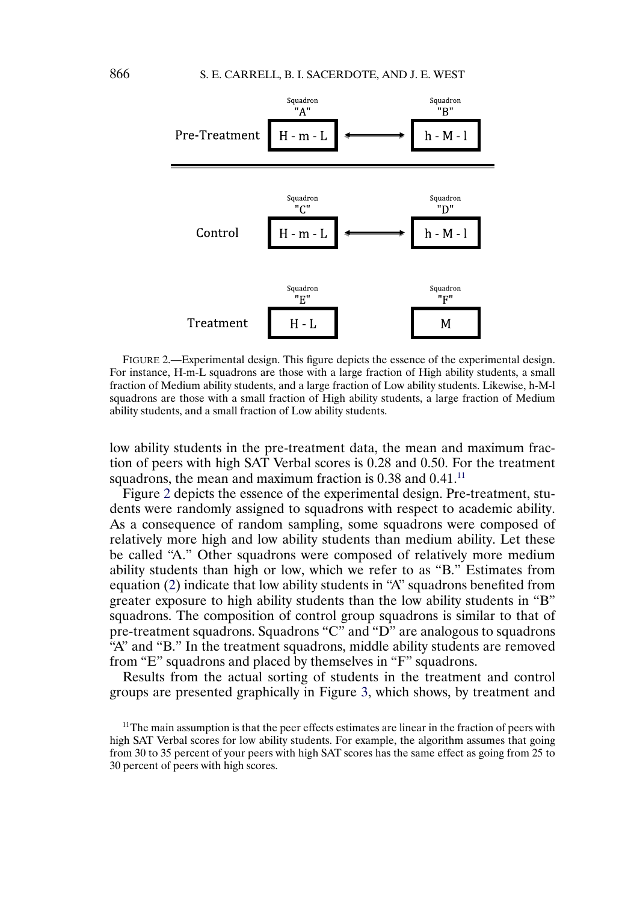FIGURE 2.—Experimental design. This figure depicts the essence of the experimental design. For instance, H-m-L squadrons are those with a large fraction of High ability students, a small fraction of Medium ability students, and a large fraction of Low ability students. Likewise, h-M-l squadrons are those with a small fraction of High ability students, a large fraction of Medium ability students, and a small fraction of Low ability students.

low ability students in the pre-treatment data, the mean and maximum fraction of peers with high SAT Verbal scores is 0.28 and 0.50. For the treatment squadrons, the mean and maximum fraction is 0.38 and 0.41.[11]

Figure 2 depicts the essence of the experimental design. Pre-treatment, students were randomly assigned to squadrons with respect to academic ability. As a consequence of random sampling, some squadrons were composed of relatively more high and low ability students than medium ability. Let these be called "A." Other squadrons were composed of relatively more medium ability students than high or low, which we refer to as "B." Estimates from equation (2) indicate that low ability students in "A" squadrons benefited from greater exposure to high ability students than the low ability students in "B" squadrons. The composition of control group squadrons is similar to that of pre-treatment squadrons. Squadrons "C" and "D" are analogous to squadrons "A" and "B." In the treatment squadrons, middle ability students are removed from "E" squadrons and placed by themselves in "F" squadrons.

Results from the actual sorting of students in the treatment and control groups are presented graphically in Figure 3, which shows, by treatment and

[11]The main assumption is that the peer effects estimates are linear in the fraction of peers with high SAT Verbal scores for low ability students. For example, the algorithm assumes that going from 30 to 35 percent of your peers with high SAT scores has the same effect as going from 25 to 30 percent of peers with high scores.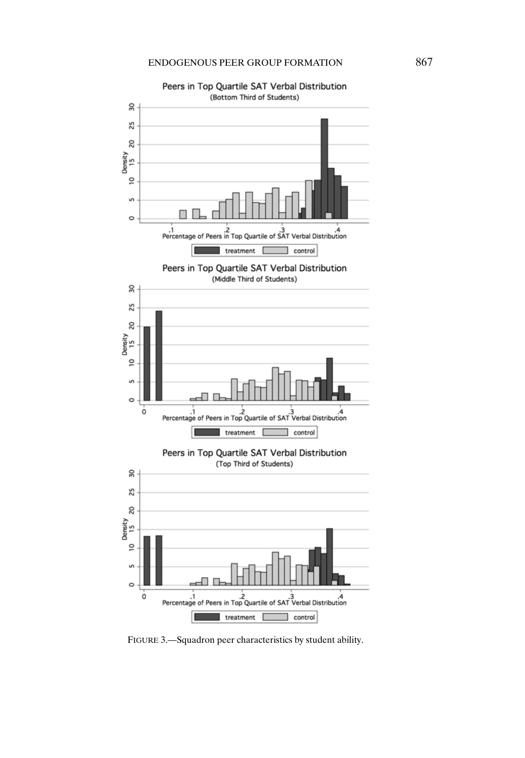FIGURE 3.—Squadron peer characteristics by student ability.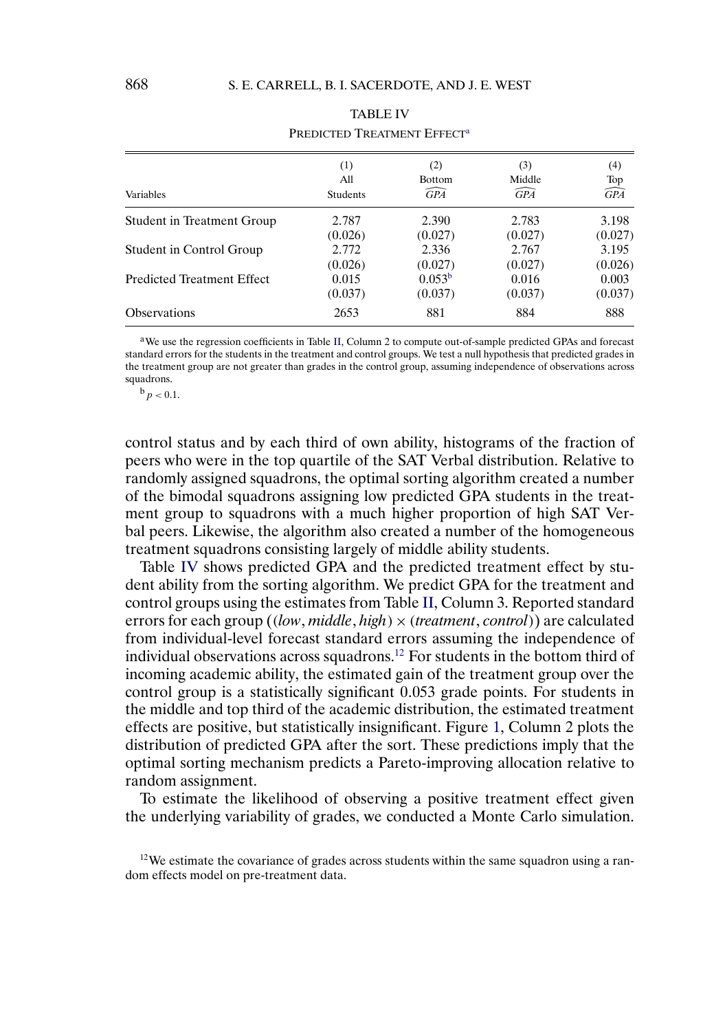TABLE IV

PREDICTED TREATMENT EFFECT[a]

| Variables | (1) All Students | (2) Bottom $\widehat{GPA}$ | (3) Middle $\widehat{GPA}$ | (4) Top $\widehat{GPA}$ |
|---|---|---|---|---|
| Student in Treatment Group | 2.787 | 2.390 | 2.783 | 3.198 |
| | (0.026) | (0.027) | (0.027) | (0.027) |
| Student in Control Group | 2.772 | 2.336 | 2.767 | 3.195 |
| | (0.026) | (0.027) | (0.027) | (0.026) |
| Predicted Treatment Effect | 0.015 | 0.053[b] | 0.016 | 0.003 |
| | (0.037) | (0.037) | (0.037) | (0.037) |
| Observations | 2653 | 881 | 884 | 888 |

[a] We use the regression coefficients in Table II, Column 2 to compute out-of-sample predicted GPAs and forecast standard errors for the students in the treatment and control groups. We test a null hypothesis that predicted grades in the treatment group are not greater than grades in the control group, assuming independence of observations across squadrons.

[b] $p < 0.1$.

control status and by each third of own ability, histograms of the fraction of peers who were in the top quartile of the SAT Verbal distribution. Relative to randomly assigned squadrons, the optimal sorting algorithm created a number of the bimodal squadrons assigning low predicted GPA students in the treatment group to squadrons with a much higher proportion of high SAT Verbal peers. Likewise, the algorithm also created a number of the homogeneous treatment squadrons consisting largely of middle ability students.

Table IV shows predicted GPA and the predicted treatment effect by student ability from the sorting algorithm. We predict GPA for the treatment and control groups using the estimates from Table II, Column 3. Reported standard errors for each group ($(low, middle, high) \times (treatment, control)$) are calculated from individual-level forecast standard errors assuming the independence of individual observations across squadrons.[12] For students in the bottom third of incoming academic ability, the estimated gain of the treatment group over the control group is a statistically significant 0.053 grade points. For students in the middle and top third of the academic distribution, the estimated treatment effects are positive, but statistically insignificant. Figure 1, Column 2 plots the distribution of predicted GPA after the sort. These predictions imply that the optimal sorting mechanism predicts a Pareto-improving allocation relative to random assignment.

To estimate the likelihood of observing a positive treatment effect given the underlying variability of grades, we conducted a Monte Carlo simulation.

[12] We estimate the covariance of grades across students within the same squadron using a random effects model on pre-treatment data.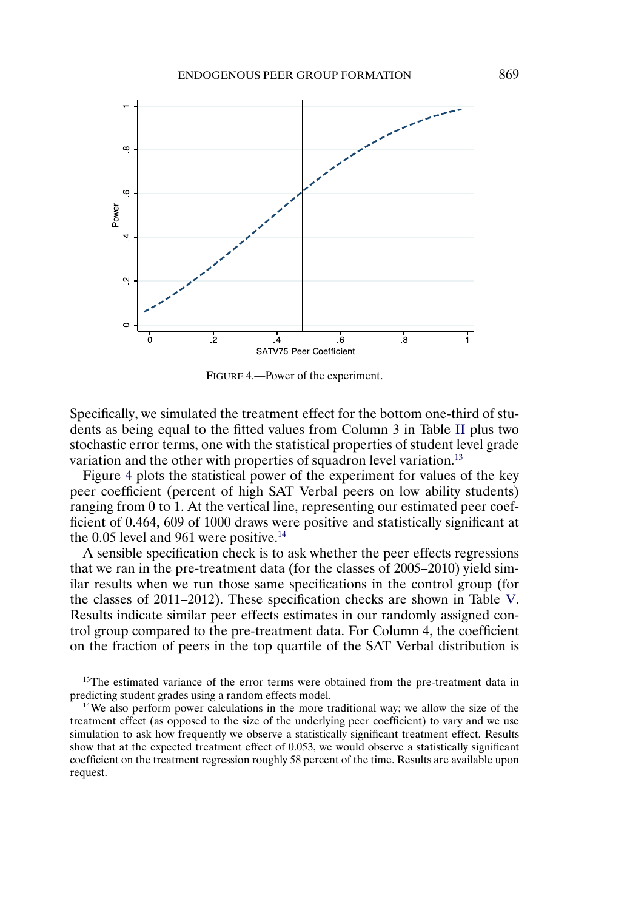FIGURE 4.—Power of the experiment.

Specifically, we simulated the treatment effect for the bottom one-third of students as being equal to the fitted values from Column 3 in Table II plus two stochastic error terms, one with the statistical properties of student level grade variation and the other with properties of squadron level variation.[13]

Figure 4 plots the statistical power of the experiment for values of the key peer coefficient (percent of high SAT Verbal peers on low ability students) ranging from 0 to 1. At the vertical line, representing our estimated peer coefficient of 0.464, 609 of 1000 draws were positive and statistically significant at the 0.05 level and 961 were positive.[14]

A sensible specification check is to ask whether the peer effects regressions that we ran in the pre-treatment data (for the classes of 2005–2010) yield similar results when we run those same specifications in the control group (for the classes of 2011–2012). These specification checks are shown in Table V. Results indicate similar peer effects estimates in our randomly assigned control group compared to the pre-treatment data. For Column 4, the coefficient on the fraction of peers in the top quartile of the SAT Verbal distribution is

[13]The estimated variance of the error terms were obtained from the pre-treatment data in predicting student grades using a random effects model.

[14]We also perform power calculations in the more traditional way; we allow the size of the treatment effect (as opposed to the size of the underlying peer coefficient) to vary and we use simulation to ask how frequently we observe a statistically significant treatment effect. Results show that at the expected treatment effect of 0.053, we would observe a statistically significant coefficient on the treatment regression roughly 58 percent of the time. Results are available upon request.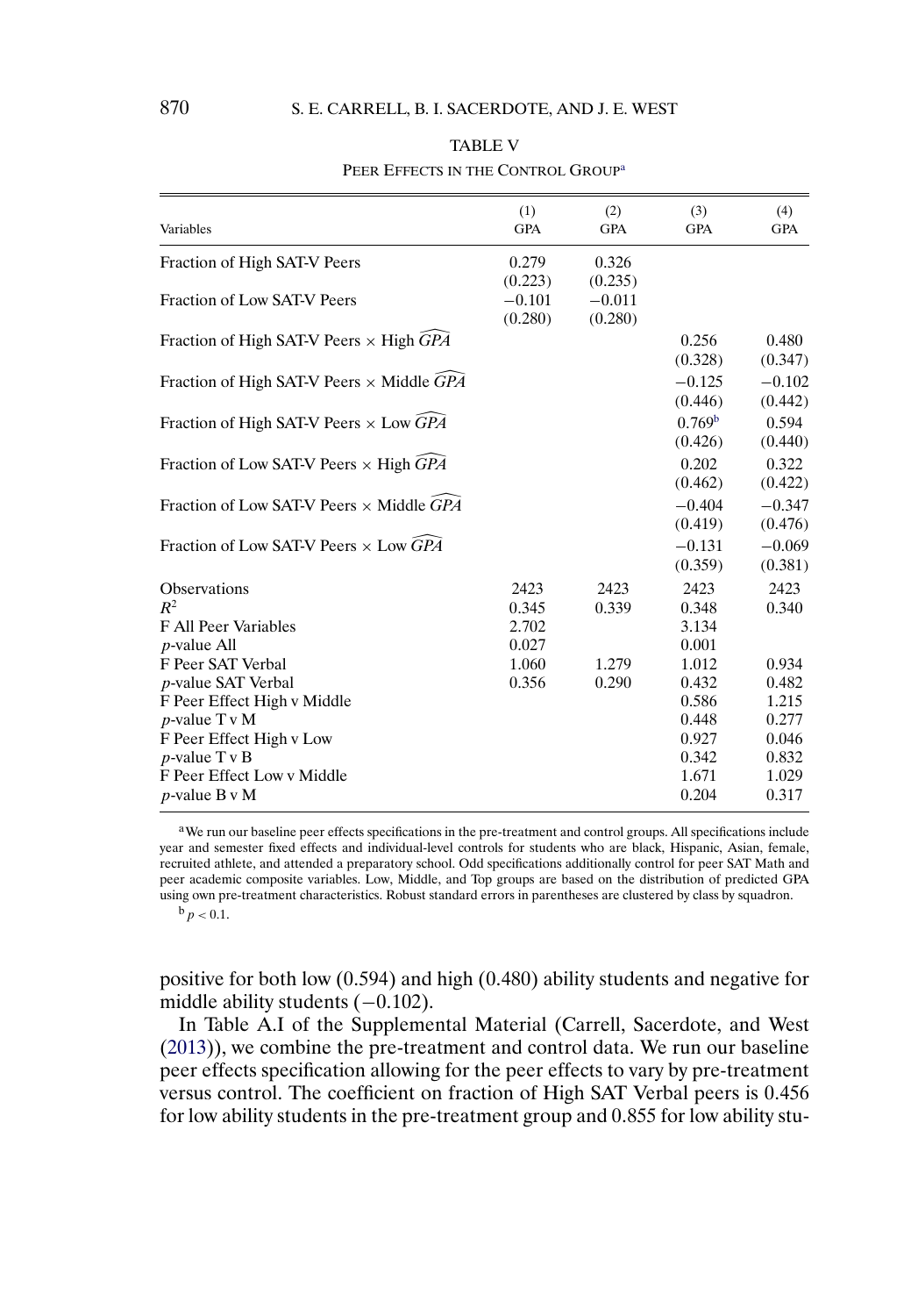TABLE V

Peer Effects in the Control Group[a]

| Variables | (1) GPA | (2) GPA | (3) GPA | (4) GPA |
|---|---|---|---|---|
| Fraction of High SAT-V Peers | 0.279 | 0.326 | | |
| | (0.223) | (0.235) | | |
| Fraction of Low SAT-V Peers | −0.101 | −0.011 | | |
| | (0.280) | (0.280) | | |
| Fraction of High SAT-V Peers × High $\widehat{GPA}$ | | | 0.256 | 0.480 |
| | | | (0.328) | (0.347) |
| Fraction of High SAT-V Peers × Middle $\widehat{GPA}$ | | | −0.125 | −0.102 |
| | | | (0.446) | (0.442) |
| Fraction of High SAT-V Peers × Low $\widehat{GPA}$ | | | 0.769[b] | 0.594 |
| | | | (0.426) | (0.440) |
| Fraction of Low SAT-V Peers × High $\widehat{GPA}$ | | | 0.202 | 0.322 |
| | | | (0.462) | (0.422) |
| Fraction of Low SAT-V Peers × Middle $\widehat{GPA}$ | | | −0.404 | −0.347 |
| | | | (0.419) | (0.476) |
| Fraction of Low SAT-V Peers × Low $\widehat{GPA}$ | | | −0.131 | −0.069 |
| | | | (0.359) | (0.381) |
| Observations | 2423 | 2423 | 2423 | 2423 |
| $R^2$ | 0.345 | 0.339 | 0.348 | 0.340 |
| F All Peer Variables | 2.702 | | 3.134 | |
| *p*-value All | 0.027 | | 0.001 | |
| F Peer SAT Verbal | 1.060 | 1.279 | 1.012 | 0.934 |
| *p*-value SAT Verbal | 0.356 | 0.290 | 0.432 | 0.482 |
| F Peer Effect High v Middle | | | 0.586 | 1.215 |
| *p*-value T v M | | | 0.448 | 0.277 |
| F Peer Effect High v Low | | | 0.927 | 0.046 |
| *p*-value T v B | | | 0.342 | 0.832 |
| F Peer Effect Low v Middle | | | 1.671 | 1.029 |
| *p*-value B v M | | | 0.204 | 0.317 |

[a]We run our baseline peer effects specifications in the pre-treatment and control groups. All specifications include year and semester fixed effects and individual-level controls for students who are black, Hispanic, Asian, female, recruited athlete, and attended a preparatory school. Odd specifications additionally control for peer SAT Math and peer academic composite variables. Low, Middle, and Top groups are based on the distribution of predicted GPA using own pre-treatment characteristics. Robust standard errors in parentheses are clustered by class by squadron.

[b]$p < 0.1$.

positive for both low (0.594) and high (0.480) ability students and negative for middle ability students (−0.102).

In Table A.I of the Supplemental Material (Carrell, Sacerdote, and West (2013)), we combine the pre-treatment and control data. We run our baseline peer effects specification allowing for the peer effects to vary by pre-treatment versus control. The coefficient on fraction of High SAT Verbal peers is 0.456 for low ability students in the pre-treatment group and 0.855 for low ability stu-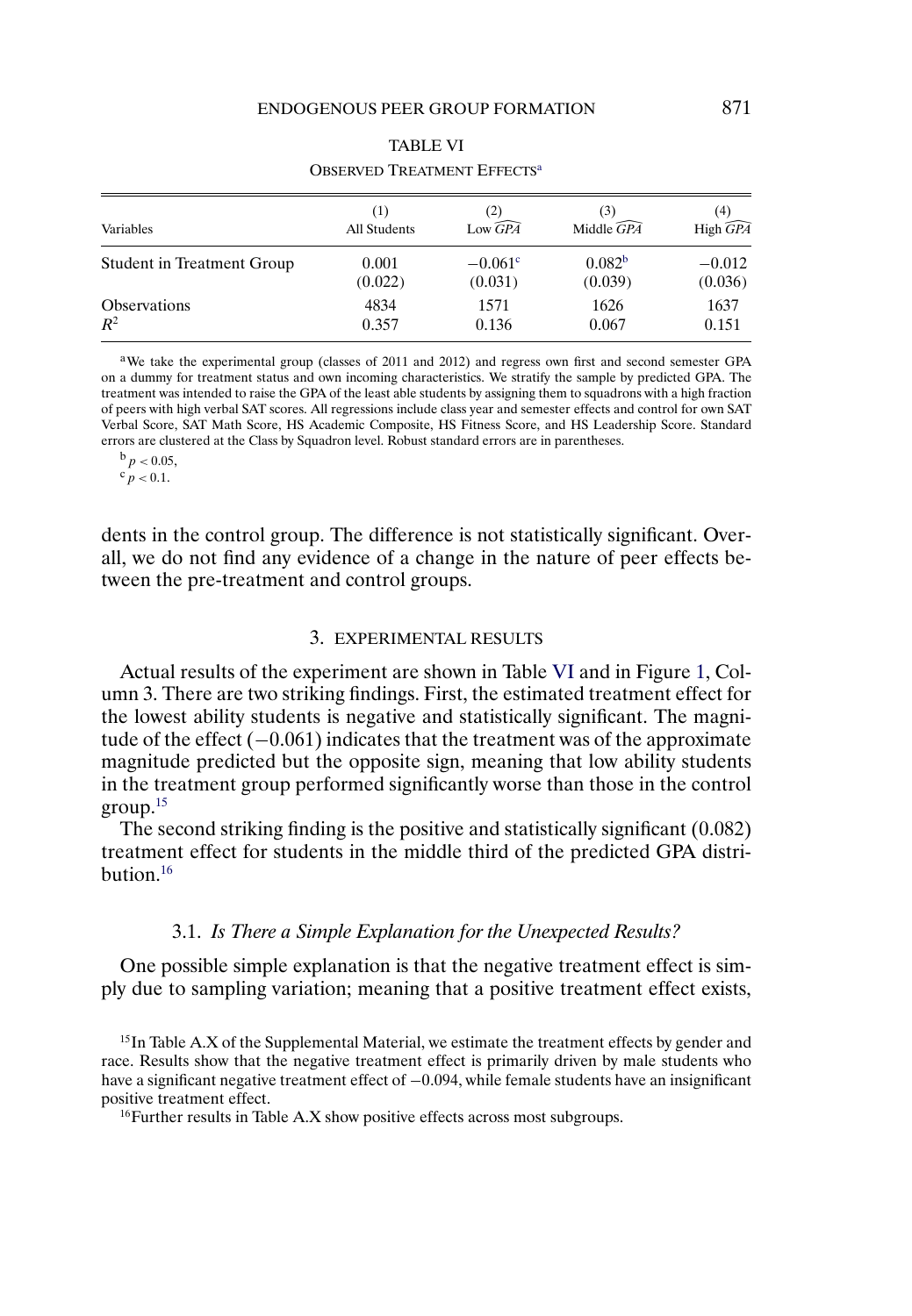TABLE VI

OBSERVED TREATMENT EFFECTS[a]

| Variables | (1) All Students | (2) Low $\widehat{GPA}$ | (3) Middle $\widehat{GPA}$ | (4) High $\widehat{GPA}$ |
|---|---|---|---|---|
| Student in Treatment Group | 0.001 | −0.061[c] | 0.082[b] | −0.012 |
| | (0.022) | (0.031) | (0.039) | (0.036) |
| Observations | 4834 | 1571 | 1626 | 1637 |
| $R^2$ | 0.357 | 0.136 | 0.067 | 0.151 |

[a]We take the experimental group (classes of 2011 and 2012) and regress own first and second semester GPA on a dummy for treatment status and own incoming characteristics. We stratify the sample by predicted GPA. The treatment was intended to raise the GPA of the least able students by assigning them to squadrons with a high fraction of peers with high verbal SAT scores. All regressions include class year and semester effects and control for own SAT Verbal Score, SAT Math Score, HS Academic Composite, HS Fitness Score, and HS Leadership Score. Standard errors are clustered at the Class by Squadron level. Robust standard errors are in parentheses.

[b] $p < 0.05$,
[c] $p < 0.1$.

dents in the control group. The difference is not statistically significant. Overall, we do not find any evidence of a change in the nature of peer effects between the pre-treatment and control groups.

## 3. EXPERIMENTAL RESULTS

Actual results of the experiment are shown in Table VI and in Figure 1, Column 3. There are two striking findings. First, the estimated treatment effect for the lowest ability students is negative and statistically significant. The magnitude of the effect (−0.061) indicates that the treatment was of the approximate magnitude predicted but the opposite sign, meaning that low ability students in the treatment group performed significantly worse than those in the control group.[15]

The second striking finding is the positive and statistically significant (0.082) treatment effect for students in the middle third of the predicted GPA distribution.[16]

### 3.1. *Is There a Simple Explanation for the Unexpected Results?*

One possible simple explanation is that the negative treatment effect is simply due to sampling variation; meaning that a positive treatment effect exists,

[15]In Table A.X of the Supplemental Material, we estimate the treatment effects by gender and race. Results show that the negative treatment effect is primarily driven by male students who have a significant negative treatment effect of −0.094, while female students have an insignificant positive treatment effect.

[16]Further results in Table A.X show positive effects across most subgroups.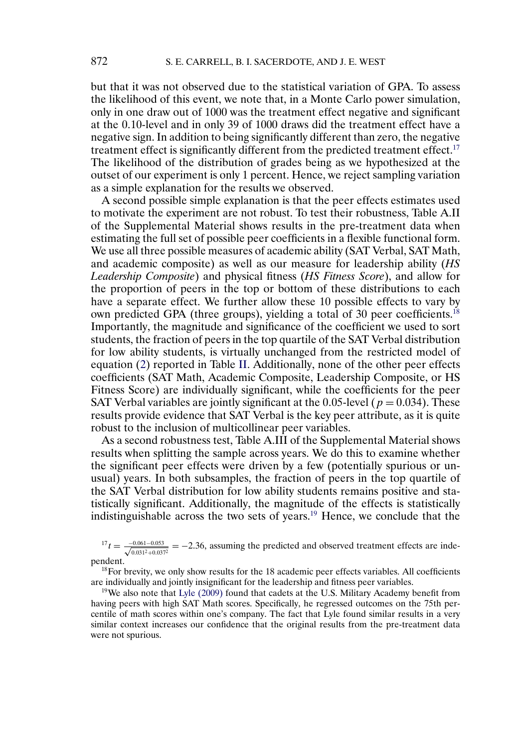but that it was not observed due to the statistical variation of GPA. To assess the likelihood of this event, we note that, in a Monte Carlo power simulation, only in one draw out of 1000 was the treatment effect negative and significant at the 0.10-level and in only 39 of 1000 draws did the treatment effect have a negative sign. In addition to being significantly different than zero, the negative treatment effect is significantly different from the predicted treatment effect.[17] The likelihood of the distribution of grades being as we hypothesized at the outset of our experiment is only 1 percent. Hence, we reject sampling variation as a simple explanation for the results we observed.

A second possible simple explanation is that the peer effects estimates used to motivate the experiment are not robust. To test their robustness, Table A.II of the Supplemental Material shows results in the pre-treatment data when estimating the full set of possible peer coefficients in a flexible functional form. We use all three possible measures of academic ability (SAT Verbal, SAT Math, and academic composite) as well as our measure for leadership ability (*HS Leadership Composite*) and physical fitness (*HS Fitness Score*), and allow for the proportion of peers in the top or bottom of these distributions to each have a separate effect. We further allow these 10 possible effects to vary by own predicted GPA (three groups), yielding a total of 30 peer coefficients.[18] Importantly, the magnitude and significance of the coefficient we used to sort students, the fraction of peers in the top quartile of the SAT Verbal distribution for low ability students, is virtually unchanged from the restricted model of equation (2) reported in Table II. Additionally, none of the other peer effects coefficients (SAT Math, Academic Composite, Leadership Composite, or HS Fitness Score) are individually significant, while the coefficients for the peer SAT Verbal variables are jointly significant at the 0.05-level ($p = 0.034$). These results provide evidence that SAT Verbal is the key peer attribute, as it is quite robust to the inclusion of multicollinear peer variables.

As a second robustness test, Table A.III of the Supplemental Material shows results when splitting the sample across years. We do this to examine whether the significant peer effects were driven by a few (potentially spurious or unusual) years. In both subsamples, the fraction of peers in the top quartile of the SAT Verbal distribution for low ability students remains positive and statistically significant. Additionally, the magnitude of the effects is statistically indistinguishable across the two sets of years.[19] Hence, we conclude that the

[17] $t = \frac{-0.061-0.053}{\sqrt{0.031^2+0.037^2}} = -2.36$, assuming the predicted and observed treatment effects are independent.

[18] For brevity, we only show results for the 18 academic peer effects variables. All coefficients are individually and jointly insignificant for the leadership and fitness peer variables.

[19] We also note that Lyle (2009) found that cadets at the U.S. Military Academy benefit from having peers with high SAT Math scores. Specifically, he regressed outcomes on the 75th percentile of math scores within one's company. The fact that Lyle found similar results in a very similar context increases our confidence that the original results from the pre-treatment data were not spurious.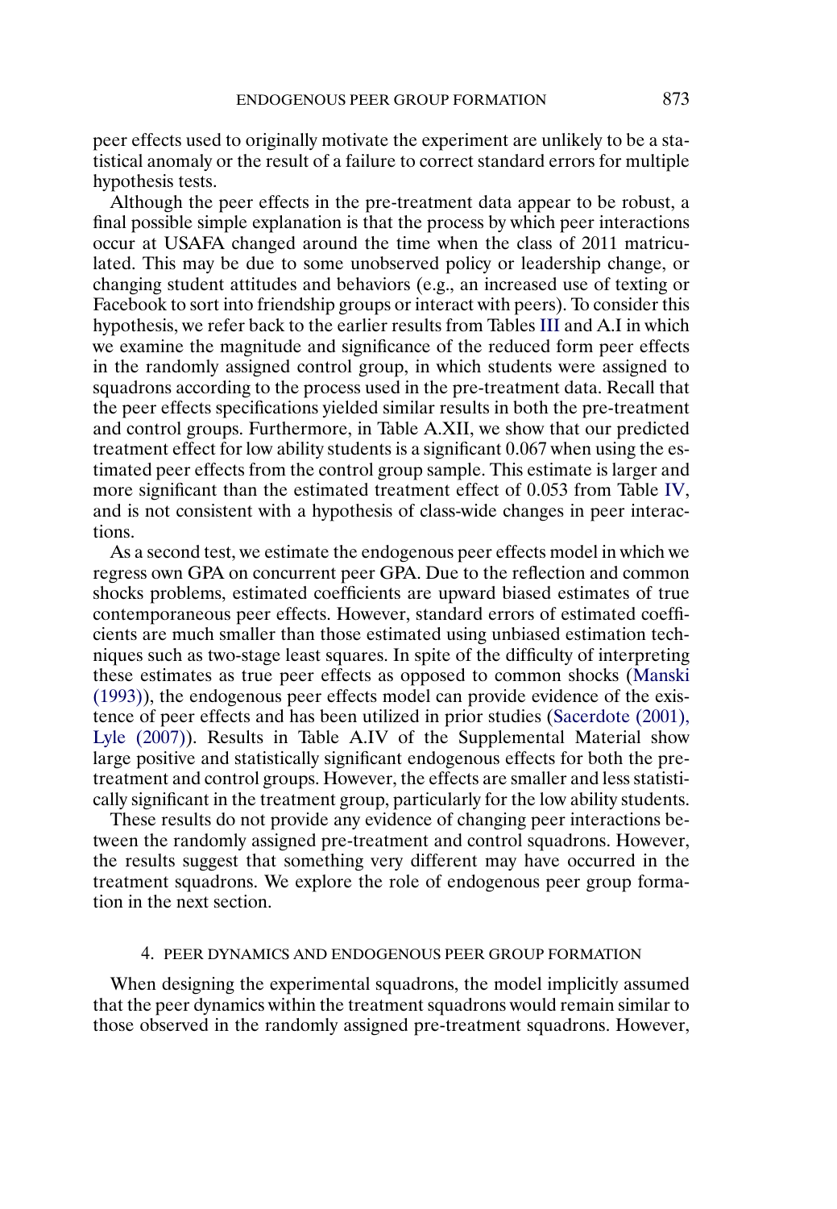peer effects used to originally motivate the experiment are unlikely to be a statistical anomaly or the result of a failure to correct standard errors for multiple hypothesis tests.

Although the peer effects in the pre-treatment data appear to be robust, a final possible simple explanation is that the process by which peer interactions occur at USAFA changed around the time when the class of 2011 matriculated. This may be due to some unobserved policy or leadership change, or changing student attitudes and behaviors (e.g., an increased use of texting or Facebook to sort into friendship groups or interact with peers). To consider this hypothesis, we refer back to the earlier results from Tables III and A.I in which we examine the magnitude and significance of the reduced form peer effects in the randomly assigned control group, in which students were assigned to squadrons according to the process used in the pre-treatment data. Recall that the peer effects specifications yielded similar results in both the pre-treatment and control groups. Furthermore, in Table A.XII, we show that our predicted treatment effect for low ability students is a significant 0.067 when using the estimated peer effects from the control group sample. This estimate is larger and more significant than the estimated treatment effect of 0.053 from Table IV, and is not consistent with a hypothesis of class-wide changes in peer interactions.

As a second test, we estimate the endogenous peer effects model in which we regress own GPA on concurrent peer GPA. Due to the reflection and common shocks problems, estimated coefficients are upward biased estimates of true contemporaneous peer effects. However, standard errors of estimated coefficients are much smaller than those estimated using unbiased estimation techniques such as two-stage least squares. In spite of the difficulty of interpreting these estimates as true peer effects as opposed to common shocks (Manski (1993)), the endogenous peer effects model can provide evidence of the existence of peer effects and has been utilized in prior studies (Sacerdote (2001), Lyle (2007)). Results in Table A.IV of the Supplemental Material show large positive and statistically significant endogenous effects for both the pre-treatment and control groups. However, the effects are smaller and less statistically significant in the treatment group, particularly for the low ability students.

These results do not provide any evidence of changing peer interactions between the randomly assigned pre-treatment and control squadrons. However, the results suggest that something very different may have occurred in the treatment squadrons. We explore the role of endogenous peer group formation in the next section.

## 4. PEER DYNAMICS AND ENDOGENOUS PEER GROUP FORMATION

When designing the experimental squadrons, the model implicitly assumed that the peer dynamics within the treatment squadrons would remain similar to those observed in the randomly assigned pre-treatment squadrons. However,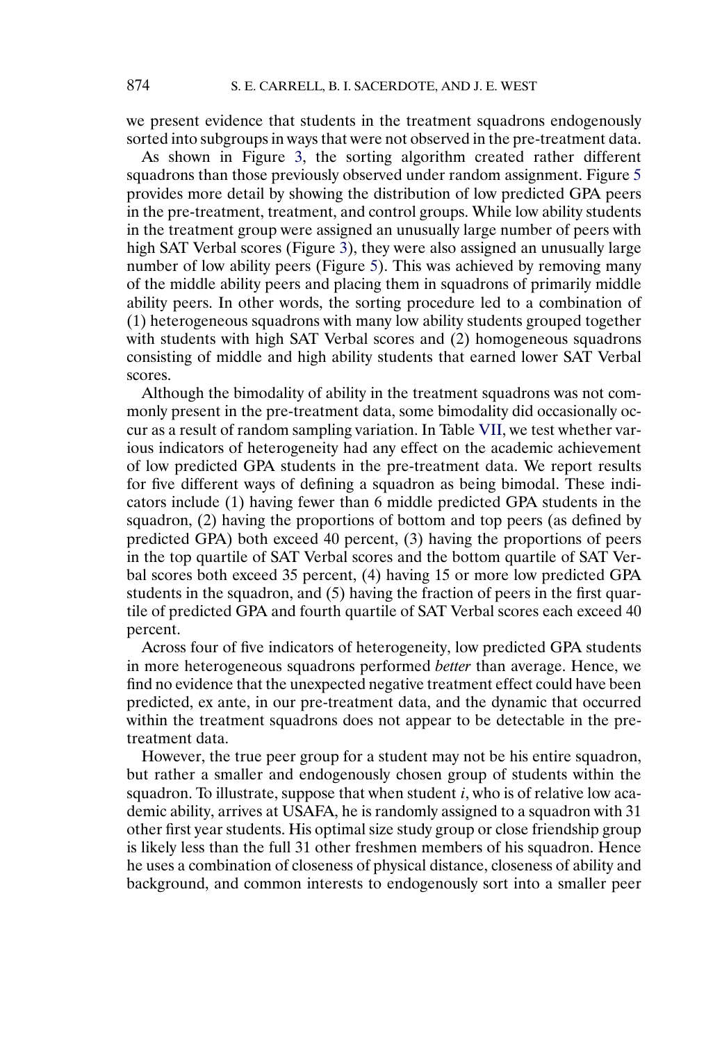we present evidence that students in the treatment squadrons endogenously sorted into subgroups in ways that were not observed in the pre-treatment data.

As shown in Figure 3, the sorting algorithm created rather different squadrons than those previously observed under random assignment. Figure 5 provides more detail by showing the distribution of low predicted GPA peers in the pre-treatment, treatment, and control groups. While low ability students in the treatment group were assigned an unusually large number of peers with high SAT Verbal scores (Figure 3), they were also assigned an unusually large number of low ability peers (Figure 5). This was achieved by removing many of the middle ability peers and placing them in squadrons of primarily middle ability peers. In other words, the sorting procedure led to a combination of (1) heterogeneous squadrons with many low ability students grouped together with students with high SAT Verbal scores and (2) homogeneous squadrons consisting of middle and high ability students that earned lower SAT Verbal scores.

Although the bimodality of ability in the treatment squadrons was not commonly present in the pre-treatment data, some bimodality did occasionally occur as a result of random sampling variation. In Table VII, we test whether various indicators of heterogeneity had any effect on the academic achievement of low predicted GPA students in the pre-treatment data. We report results for five different ways of defining a squadron as being bimodal. These indicators include (1) having fewer than 6 middle predicted GPA students in the squadron, (2) having the proportions of bottom and top peers (as defined by predicted GPA) both exceed 40 percent, (3) having the proportions of peers in the top quartile of SAT Verbal scores and the bottom quartile of SAT Verbal scores both exceed 35 percent, (4) having 15 or more low predicted GPA students in the squadron, and (5) having the fraction of peers in the first quartile of predicted GPA and fourth quartile of SAT Verbal scores each exceed 40 percent.

Across four of five indicators of heterogeneity, low predicted GPA students in more heterogeneous squadrons performed *better* than average. Hence, we find no evidence that the unexpected negative treatment effect could have been predicted, ex ante, in our pre-treatment data, and the dynamic that occurred within the treatment squadrons does not appear to be detectable in the pre-treatment data.

However, the true peer group for a student may not be his entire squadron, but rather a smaller and endogenously chosen group of students within the squadron. To illustrate, suppose that when student $i$, who is of relative low academic ability, arrives at USAFA, he is randomly assigned to a squadron with 31 other first year students. His optimal size study group or close friendship group is likely less than the full 31 other freshmen members of his squadron. Hence he uses a combination of closeness of physical distance, closeness of ability and background, and common interests to endogenously sort into a smaller peer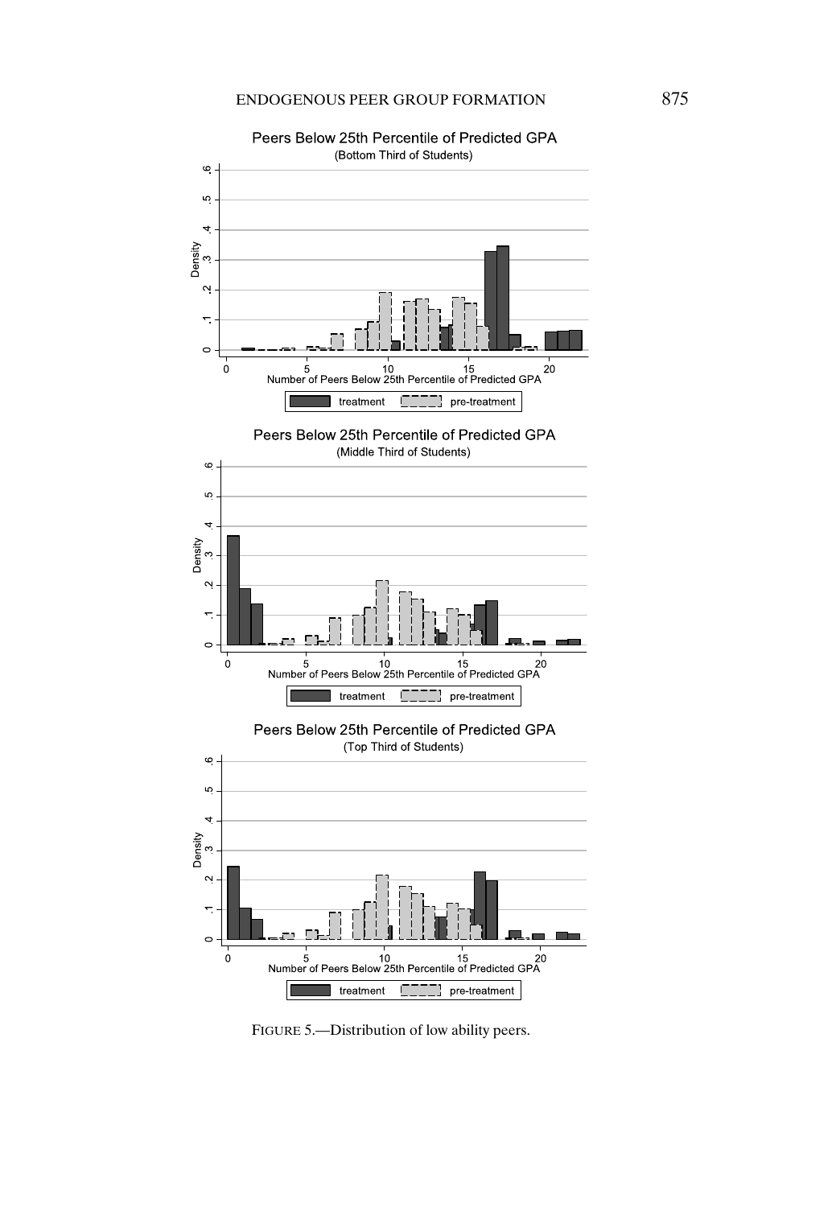FIGURE 5.—Distribution of low ability peers.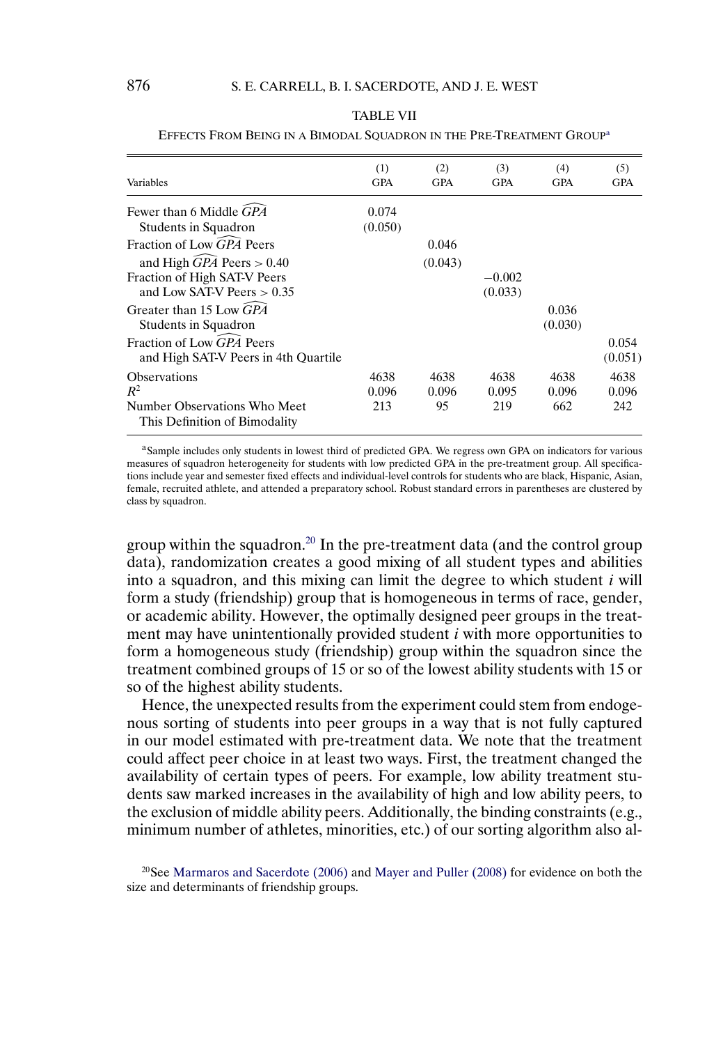TABLE VII

EFFECTS FROM BEING IN A BIMODAL SQUADRON IN THE PRE-TREATMENT GROUP[a]

| Variables | (1) GPA | (2) GPA | (3) GPA | (4) GPA | (5) GPA |
|---|---|---|---|---|---|
| Fewer than 6 Middle $\widehat{GPA}$ Students in Squadron | 0.074 (0.050) | | | | |
| Fraction of Low $\widehat{GPA}$ Peers and High $\widehat{GPA}$ Peers $> 0.40$ | | 0.046 (0.043) | | | |
| Fraction of High SAT-V Peers and Low SAT-V Peers $> 0.35$ | | | −0.002 (0.033) | | |
| Greater than 15 Low $\widehat{GPA}$ Students in Squadron | | | | 0.036 (0.030) | |
| Fraction of Low $\widehat{GPA}$ Peers and High SAT-V Peers in 4th Quartile | | | | | 0.054 (0.051) |
| Observations | 4638 | 4638 | 4638 | 4638 | 4638 |
| $R^2$ | 0.096 | 0.096 | 0.095 | 0.096 | 0.096 |
| Number Observations Who Meet This Definition of Bimodality | 213 | 95 | 219 | 662 | 242 |

[a]Sample includes only students in lowest third of predicted GPA. We regress own GPA on indicators for various measures of squadron heterogeneity for students with low predicted GPA in the pre-treatment group. All specifications include year and semester fixed effects and individual-level controls for students who are black, Hispanic, Asian, female, recruited athlete, and attended a preparatory school. Robust standard errors in parentheses are clustered by class by squadron.

group within the squadron.[20] In the pre-treatment data (and the control group data), randomization creates a good mixing of all student types and abilities into a squadron, and this mixing can limit the degree to which student $i$ will form a study (friendship) group that is homogeneous in terms of race, gender, or academic ability. However, the optimally designed peer groups in the treatment may have unintentionally provided student $i$ with more opportunities to form a homogeneous study (friendship) group within the squadron since the treatment combined groups of 15 or so of the lowest ability students with 15 or so of the highest ability students.

Hence, the unexpected results from the experiment could stem from endogenous sorting of students into peer groups in a way that is not fully captured in our model estimated with pre-treatment data. We note that the treatment could affect peer choice in at least two ways. First, the treatment changed the availability of certain types of peers. For example, low ability treatment students saw marked increases in the availability of high and low ability peers, to the exclusion of middle ability peers. Additionally, the binding constraints (e.g., minimum number of athletes, minorities, etc.) of our sorting algorithm also al-

[20]See Marmaros and Sacerdote (2006) and Mayer and Puller (2008) for evidence on both the size and determinants of friendship groups.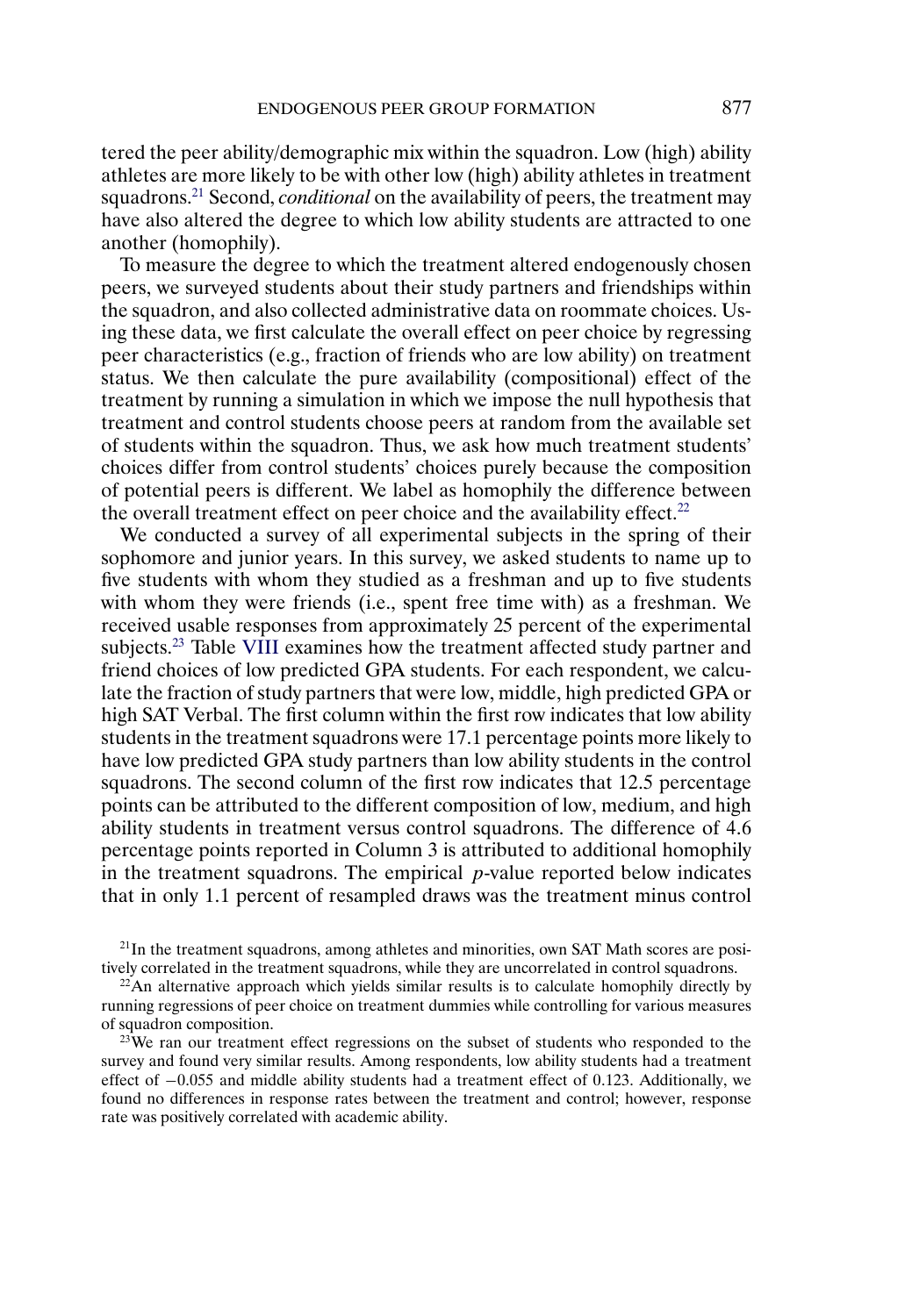tered the peer ability/demographic mix within the squadron. Low (high) ability athletes are more likely to be with other low (high) ability athletes in treatment squadrons.[21] Second, *conditional* on the availability of peers, the treatment may have also altered the degree to which low ability students are attracted to one another (homophily).

To measure the degree to which the treatment altered endogenously chosen peers, we surveyed students about their study partners and friendships within the squadron, and also collected administrative data on roommate choices. Using these data, we first calculate the overall effect on peer choice by regressing peer characteristics (e.g., fraction of friends who are low ability) on treatment status. We then calculate the pure availability (compositional) effect of the treatment by running a simulation in which we impose the null hypothesis that treatment and control students choose peers at random from the available set of students within the squadron. Thus, we ask how much treatment students' choices differ from control students' choices purely because the composition of potential peers is different. We label as homophily the difference between the overall treatment effect on peer choice and the availability effect.[22]

We conducted a survey of all experimental subjects in the spring of their sophomore and junior years. In this survey, we asked students to name up to five students with whom they studied as a freshman and up to five students with whom they were friends (i.e., spent free time with) as a freshman. We received usable responses from approximately 25 percent of the experimental subjects.[23] Table VIII examines how the treatment affected study partner and friend choices of low predicted GPA students. For each respondent, we calculate the fraction of study partners that were low, middle, high predicted GPA or high SAT Verbal. The first column within the first row indicates that low ability students in the treatment squadrons were 17.1 percentage points more likely to have low predicted GPA study partners than low ability students in the control squadrons. The second column of the first row indicates that 12.5 percentage points can be attributed to the different composition of low, medium, and high ability students in treatment versus control squadrons. The difference of 4.6 percentage points reported in Column 3 is attributed to additional homophily in the treatment squadrons. The empirical $p$-value reported below indicates that in only 1.1 percent of resampled draws was the treatment minus control

[21] In the treatment squadrons, among athletes and minorities, own SAT Math scores are positively correlated in the treatment squadrons, while they are uncorrelated in control squadrons.

[22] An alternative approach which yields similar results is to calculate homophily directly by running regressions of peer choice on treatment dummies while controlling for various measures of squadron composition.

[23] We ran our treatment effect regressions on the subset of students who responded to the survey and found very similar results. Among respondents, low ability students had a treatment effect of $-0.055$ and middle ability students had a treatment effect of 0.123. Additionally, we found no differences in response rates between the treatment and control; however, response rate was positively correlated with academic ability.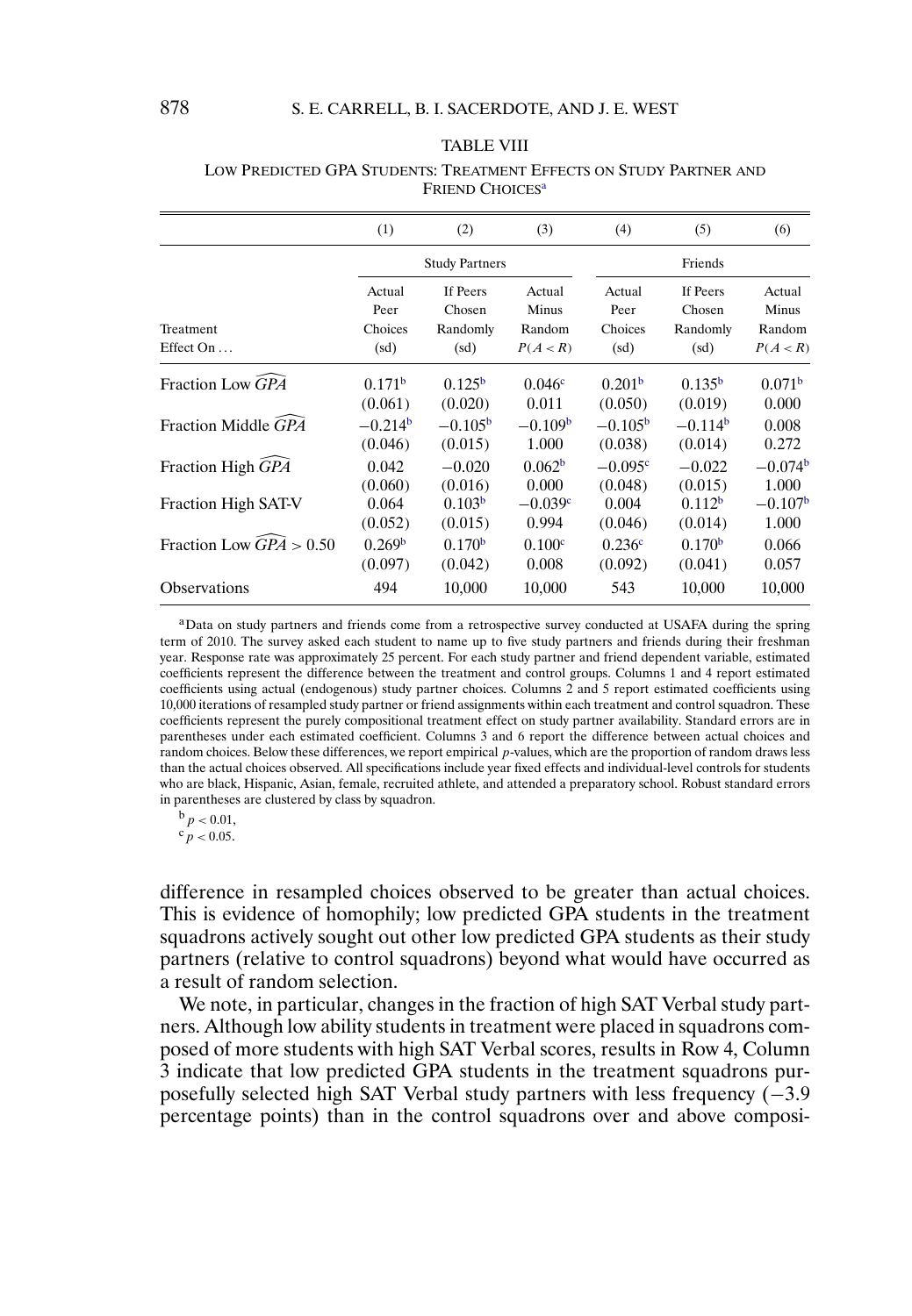TABLE VIII

LOW PREDICTED GPA STUDENTS: TREATMENT EFFECTS ON STUDY PARTNER AND FRIEND CHOICES[a]

| | (1) | (2) | (3) | (4) | (5) | (6) |
|---|---|---|---|---|---|---|
| | Study Partners | | | Friends | | |
| Treatment Effect On ... | Actual Peer Choices (sd) | If Peers Chosen Randomly (sd) | Actual Minus Random $P(A<R)$ | Actual Peer Choices (sd) | If Peers Chosen Randomly (sd) | Actual Minus Random $P(A<R)$ |
| Fraction Low $\widehat{GPA}$ | 0.171[b] | 0.125[b] | 0.046[c] | 0.201[b] | 0.135[b] | 0.071[b] |
| | (0.061) | (0.020) | 0.011 | (0.050) | (0.019) | 0.000 |
| Fraction Middle $\widehat{GPA}$ | −0.214[b] | −0.105[b] | −0.109[b] | −0.105[b] | −0.114[b] | 0.008 |
| | (0.046) | (0.015) | 1.000 | (0.038) | (0.014) | 0.272 |
| Fraction High $\widehat{GPA}$ | 0.042 | −0.020 | 0.062[b] | −0.095[c] | −0.022 | −0.074[b] |
| | (0.060) | (0.016) | 0.000 | (0.048) | (0.015) | 1.000 |
| Fraction High SAT-V | 0.064 | 0.103[b] | −0.039[c] | 0.004 | 0.112[b] | −0.107[b] |
| | (0.052) | (0.015) | 0.994 | (0.046) | (0.014) | 1.000 |
| Fraction Low $\widehat{GPA} > 0.50$ | 0.269[b] | 0.170[b] | 0.100[c] | 0.236[c] | 0.170[b] | 0.066 |
| | (0.097) | (0.042) | 0.008 | (0.092) | (0.041) | 0.057 |
| Observations | 494 | 10,000 | 10,000 | 543 | 10,000 | 10,000 |

[a]Data on study partners and friends come from a retrospective survey conducted at USAFA during the spring term of 2010. The survey asked each student to name up to five study partners and friends during their freshman year. Response rate was approximately 25 percent. For each study partner and friend dependent variable, estimated coefficients represent the difference between the treatment and control groups. Columns 1 and 4 report estimated coefficients using actual (endogenous) study partner choices. Columns 2 and 5 report estimated coefficients using 10,000 iterations of resampled study partner or friend assignments within each treatment and control squadron. These coefficients represent the purely compositional treatment effect on study partner availability. Standard errors are in parentheses under each estimated coefficient. Columns 3 and 6 report the difference between actual choices and random choices. Below these differences, we report empirical $p$-values, which are the proportion of random draws less than the actual choices observed. All specifications include year fixed effects and individual-level controls for students who are black, Hispanic, Asian, female, recruited athlete, and attended a preparatory school. Robust standard errors in parentheses are clustered by class by squadron.

[b] $p < 0.01$,
[c] $p < 0.05$.

difference in resampled choices observed to be greater than actual choices. This is evidence of homophily; low predicted GPA students in the treatment squadrons actively sought out other low predicted GPA students as their study partners (relative to control squadrons) beyond what would have occurred as a result of random selection.

We note, in particular, changes in the fraction of high SAT Verbal study partners. Although low ability students in treatment were placed in squadrons composed of more students with high SAT Verbal scores, results in Row 4, Column 3 indicate that low predicted GPA students in the treatment squadrons purposefully selected high SAT Verbal study partners with less frequency (−3.9 percentage points) than in the control squadrons over and above composi-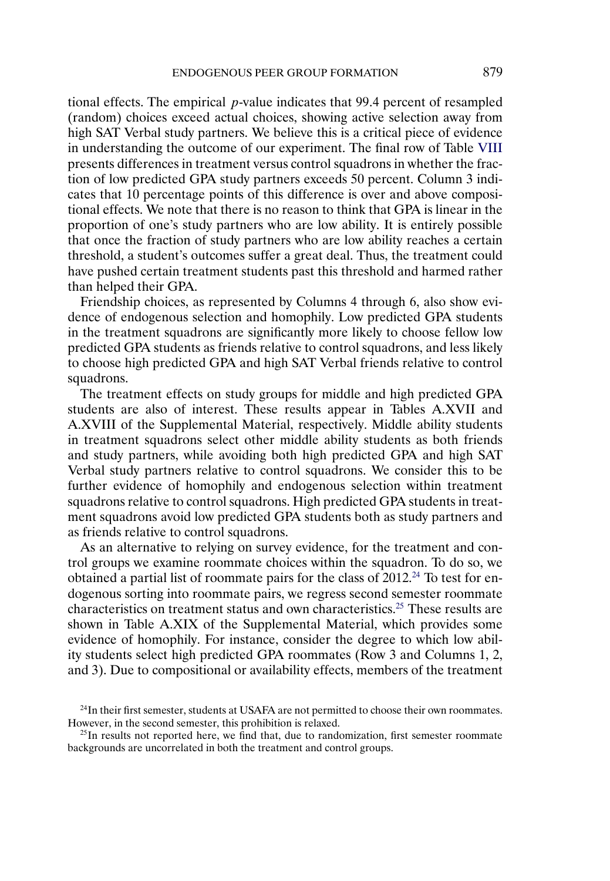tional effects. The empirical $p$-value indicates that 99.4 percent of resampled (random) choices exceed actual choices, showing active selection away from high SAT Verbal study partners. We believe this is a critical piece of evidence in understanding the outcome of our experiment. The final row of Table VIII presents differences in treatment versus control squadrons in whether the fraction of low predicted GPA study partners exceeds 50 percent. Column 3 indicates that 10 percentage points of this difference is over and above compositional effects. We note that there is no reason to think that GPA is linear in the proportion of one's study partners who are low ability. It is entirely possible that once the fraction of study partners who are low ability reaches a certain threshold, a student's outcomes suffer a great deal. Thus, the treatment could have pushed certain treatment students past this threshold and harmed rather than helped their GPA.

Friendship choices, as represented by Columns 4 through 6, also show evidence of endogenous selection and homophily. Low predicted GPA students in the treatment squadrons are significantly more likely to choose fellow low predicted GPA students as friends relative to control squadrons, and less likely to choose high predicted GPA and high SAT Verbal friends relative to control squadrons.

The treatment effects on study groups for middle and high predicted GPA students are also of interest. These results appear in Tables A.XVII and A.XVIII of the Supplemental Material, respectively. Middle ability students in treatment squadrons select other middle ability students as both friends and study partners, while avoiding both high predicted GPA and high SAT Verbal study partners relative to control squadrons. We consider this to be further evidence of homophily and endogenous selection within treatment squadrons relative to control squadrons. High predicted GPA students in treatment squadrons avoid low predicted GPA students both as study partners and as friends relative to control squadrons.

As an alternative to relying on survey evidence, for the treatment and control groups we examine roommate choices within the squadron. To do so, we obtained a partial list of roommate pairs for the class of 2012.[24] To test for endogenous sorting into roommate pairs, we regress second semester roommate characteristics on treatment status and own characteristics.[25] These results are shown in Table A.XIX of the Supplemental Material, which provides some evidence of homophily. For instance, consider the degree to which low ability students select high predicted GPA roommates (Row 3 and Columns 1, 2, and 3). Due to compositional or availability effects, members of the treatment

[24]In their first semester, students at USAFA are not permitted to choose their own roommates. However, in the second semester, this prohibition is relaxed.

[25]In results not reported here, we find that, due to randomization, first semester roommate backgrounds are uncorrelated in both the treatment and control groups.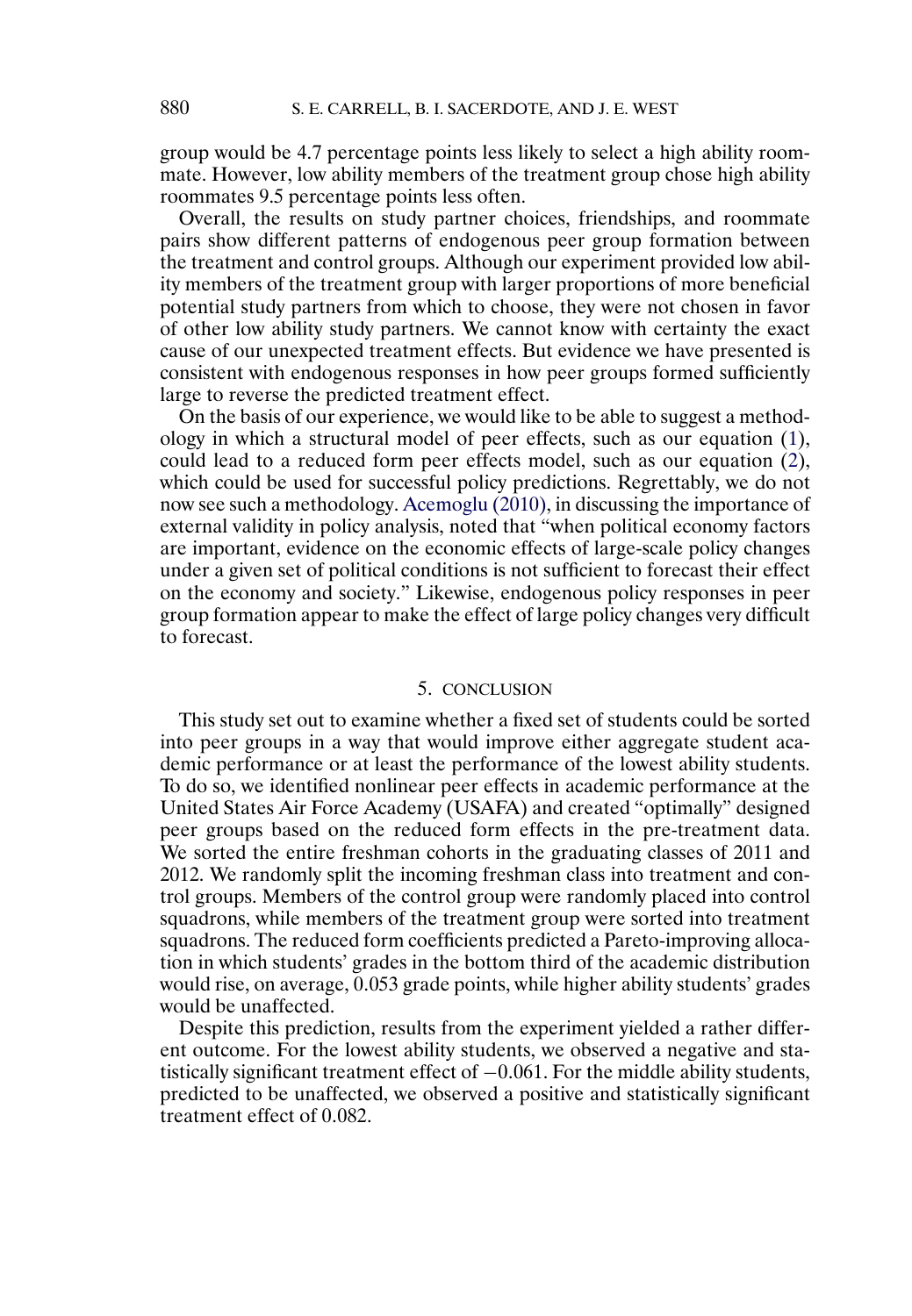group would be 4.7 percentage points less likely to select a high ability roommate. However, low ability members of the treatment group chose high ability roommates 9.5 percentage points less often.

Overall, the results on study partner choices, friendships, and roommate pairs show different patterns of endogenous peer group formation between the treatment and control groups. Although our experiment provided low ability members of the treatment group with larger proportions of more beneficial potential study partners from which to choose, they were not chosen in favor of other low ability study partners. We cannot know with certainty the exact cause of our unexpected treatment effects. But evidence we have presented is consistent with endogenous responses in how peer groups formed sufficiently large to reverse the predicted treatment effect.

On the basis of our experience, we would like to be able to suggest a methodology in which a structural model of peer effects, such as our equation (1), could lead to a reduced form peer effects model, such as our equation (2), which could be used for successful policy predictions. Regrettably, we do not now see such a methodology. Acemoglu (2010), in discussing the importance of external validity in policy analysis, noted that "when political economy factors are important, evidence on the economic effects of large-scale policy changes under a given set of political conditions is not sufficient to forecast their effect on the economy and society." Likewise, endogenous policy responses in peer group formation appear to make the effect of large policy changes very difficult to forecast.

## 5. CONCLUSION

This study set out to examine whether a fixed set of students could be sorted into peer groups in a way that would improve either aggregate student academic performance or at least the performance of the lowest ability students. To do so, we identified nonlinear peer effects in academic performance at the United States Air Force Academy (USAFA) and created "optimally" designed peer groups based on the reduced form effects in the pre-treatment data. We sorted the entire freshman cohorts in the graduating classes of 2011 and 2012. We randomly split the incoming freshman class into treatment and control groups. Members of the control group were randomly placed into control squadrons, while members of the treatment group were sorted into treatment squadrons. The reduced form coefficients predicted a Pareto-improving allocation in which students' grades in the bottom third of the academic distribution would rise, on average, 0.053 grade points, while higher ability students' grades would be unaffected.

Despite this prediction, results from the experiment yielded a rather different outcome. For the lowest ability students, we observed a negative and statistically significant treatment effect of $-0.061$. For the middle ability students, predicted to be unaffected, we observed a positive and statistically significant treatment effect of 0.082.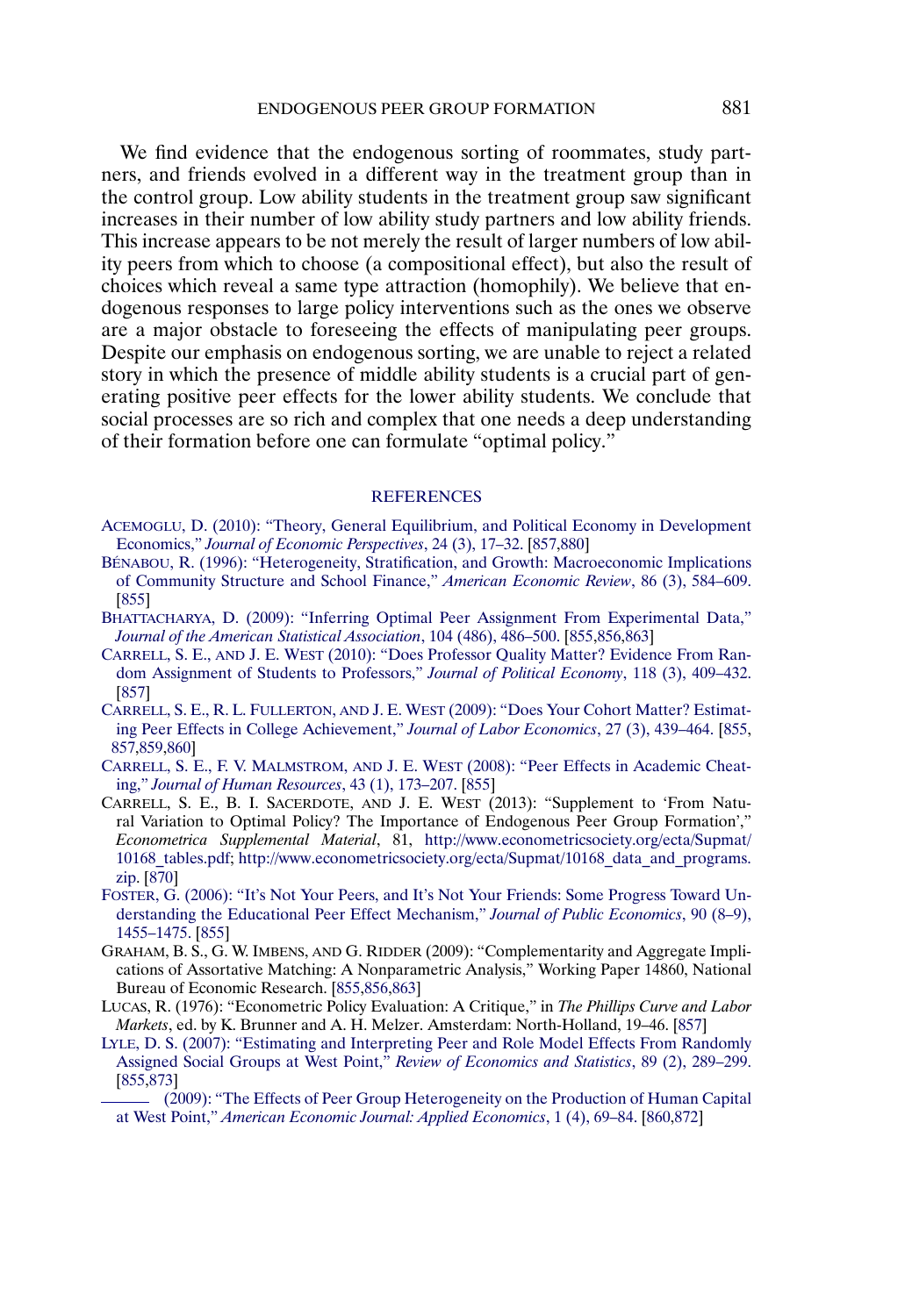We find evidence that the endogenous sorting of roommates, study partners, and friends evolved in a different way in the treatment group than in the control group. Low ability students in the treatment group saw significant increases in their number of low ability study partners and low ability friends. This increase appears to be not merely the result of larger numbers of low ability peers from which to choose (a compositional effect), but also the result of choices which reveal a same type attraction (homophily). We believe that endogenous responses to large policy interventions such as the ones we observe are a major obstacle to foreseeing the effects of manipulating peer groups. Despite our emphasis on endogenous sorting, we are unable to reject a related story in which the presence of middle ability students is a crucial part of generating positive peer effects for the lower ability students. We conclude that social processes are so rich and complex that one needs a deep understanding of their formation before one can formulate "optimal policy."

## REFERENCES

ACEMOGLU, D. (2010): "Theory, General Equilibrium, and Political Economy in Development Economics," *Journal of Economic Perspectives*, 24 (3), 17–32. [857,880]

BÉNABOU, R. (1996): "Heterogeneity, Stratification, and Growth: Macroeconomic Implications of Community Structure and School Finance," *American Economic Review*, 86 (3), 584–609. [855]

BHATTACHARYA, D. (2009): "Inferring Optimal Peer Assignment From Experimental Data," *Journal of the American Statistical Association*, 104 (486), 486–500. [855,856,863]

CARRELL, S. E., AND J. E. WEST (2010): "Does Professor Quality Matter? Evidence From Random Assignment of Students to Professors," *Journal of Political Economy*, 118 (3), 409–432. [857]

CARRELL, S. E., R. L. FULLERTON, AND J. E. WEST (2009): "Does Your Cohort Matter? Estimating Peer Effects in College Achievement," *Journal of Labor Economics*, 27 (3), 439–464. [855, 857,859,860]

CARRELL, S. E., F. V. MALMSTROM, AND J. E. WEST (2008): "Peer Effects in Academic Cheating," *Journal of Human Resources*, 43 (1), 173–207. [855]

CARRELL, S. E., B. I. SACERDOTE, AND J. E. WEST (2013): "Supplement to 'From Natural Variation to Optimal Policy? The Importance of Endogenous Peer Group Formation'," *Econometrica Supplemental Material*, 81, http://www.econometricsociety.org/ecta/Supmat/10168_tables.pdf; http://www.econometricsociety.org/ecta/Supmat/10168_data_and_programs.zip. [870]

FOSTER, G. (2006): "It's Not Your Peers, and It's Not Your Friends: Some Progress Toward Understanding the Educational Peer Effect Mechanism," *Journal of Public Economics*, 90 (8–9), 1455–1475. [855]

GRAHAM, B. S., G. W. IMBENS, AND G. RIDDER (2009): "Complementarity and Aggregate Implications of Assortative Matching: A Nonparametric Analysis," Working Paper 14860, National Bureau of Economic Research. [855,856,863]

LUCAS, R. (1976): "Econometric Policy Evaluation: A Critique," in *The Phillips Curve and Labor Markets*, ed. by K. Brunner and A. H. Melzer. Amsterdam: North-Holland, 19–46. [857]

LYLE, D. S. (2007): "Estimating and Interpreting Peer and Role Model Effects From Randomly Assigned Social Groups at West Point," *Review of Economics and Statistics*, 89 (2), 289–299. [855,873]

——— (2009): "The Effects of Peer Group Heterogeneity on the Production of Human Capital at West Point," *American Economic Journal: Applied Economics*, 1 (4), 69–84. [860,872]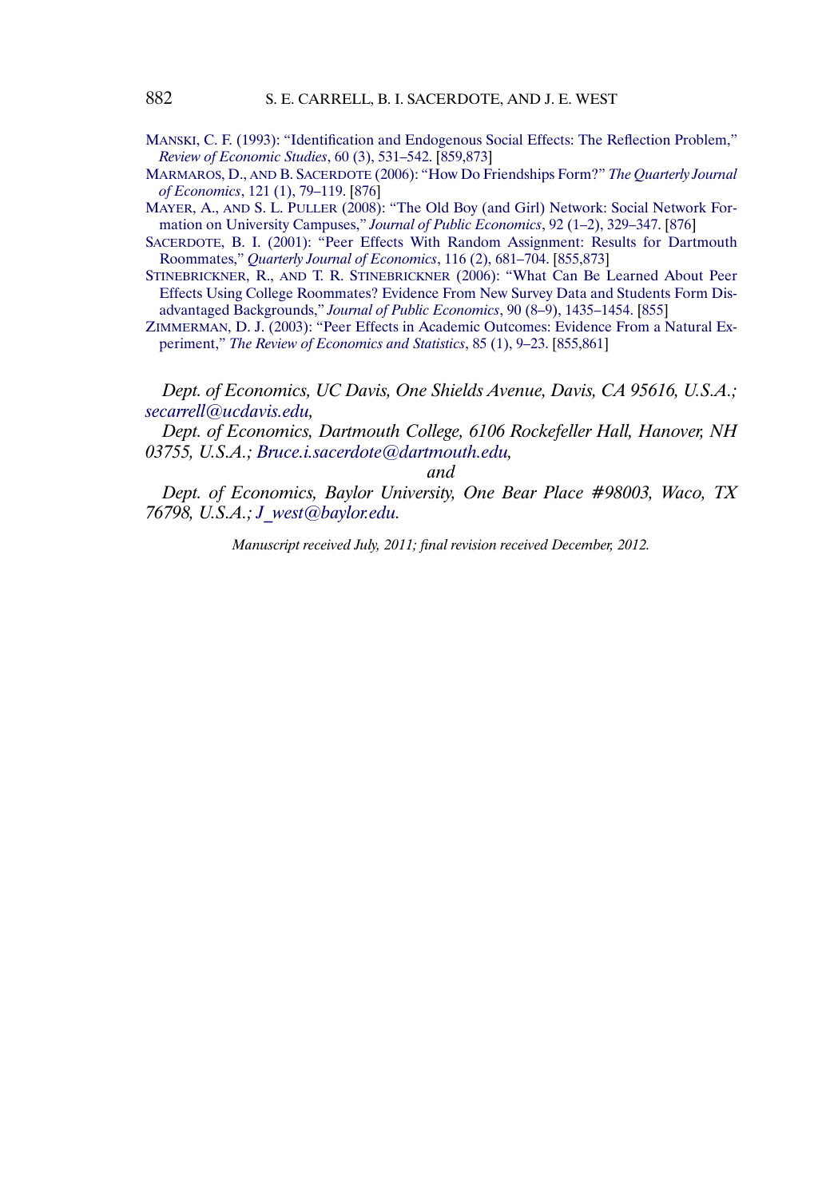MANSKI, C. F. (1993): "Identification and Endogenous Social Effects: The Reflection Problem," *Review of Economic Studies*, 60 (3), 531–542. [859,873]

MARMAROS, D., AND B. SACERDOTE (2006): "How Do Friendships Form?" *The Quarterly Journal of Economics*, 121 (1), 79–119. [876]

MAYER, A., AND S. L. PULLER (2008): "The Old Boy (and Girl) Network: Social Network Formation on University Campuses," *Journal of Public Economics*, 92 (1–2), 329–347. [876]

SACERDOTE, B. I. (2001): "Peer Effects With Random Assignment: Results for Dartmouth Roommates," *Quarterly Journal of Economics*, 116 (2), 681–704. [855,873]

STINEBRICKNER, R., AND T. R. STINEBRICKNER (2006): "What Can Be Learned About Peer Effects Using College Roommates? Evidence From New Survey Data and Students Form Disadvantaged Backgrounds," *Journal of Public Economics*, 90 (8–9), 1435–1454. [855]

ZIMMERMAN, D. J. (2003): "Peer Effects in Academic Outcomes: Evidence From a Natural Experiment," *The Review of Economics and Statistics*, 85 (1), 9–23. [855,861]

*Dept. of Economics, UC Davis, One Shields Avenue, Davis, CA 95616, U.S.A.; secarrell@ucdavis.edu,*

*Dept. of Economics, Dartmouth College, 6106 Rockefeller Hall, Hanover, NH 03755, U.S.A.; Bruce.i.sacerdote@dartmouth.edu,*

*and*

*Dept. of Economics, Baylor University, One Bear Place #98003, Waco, TX 76798, U.S.A.; J_west@baylor.edu.*

*Manuscript received July, 2011; final revision received December, 2012.*